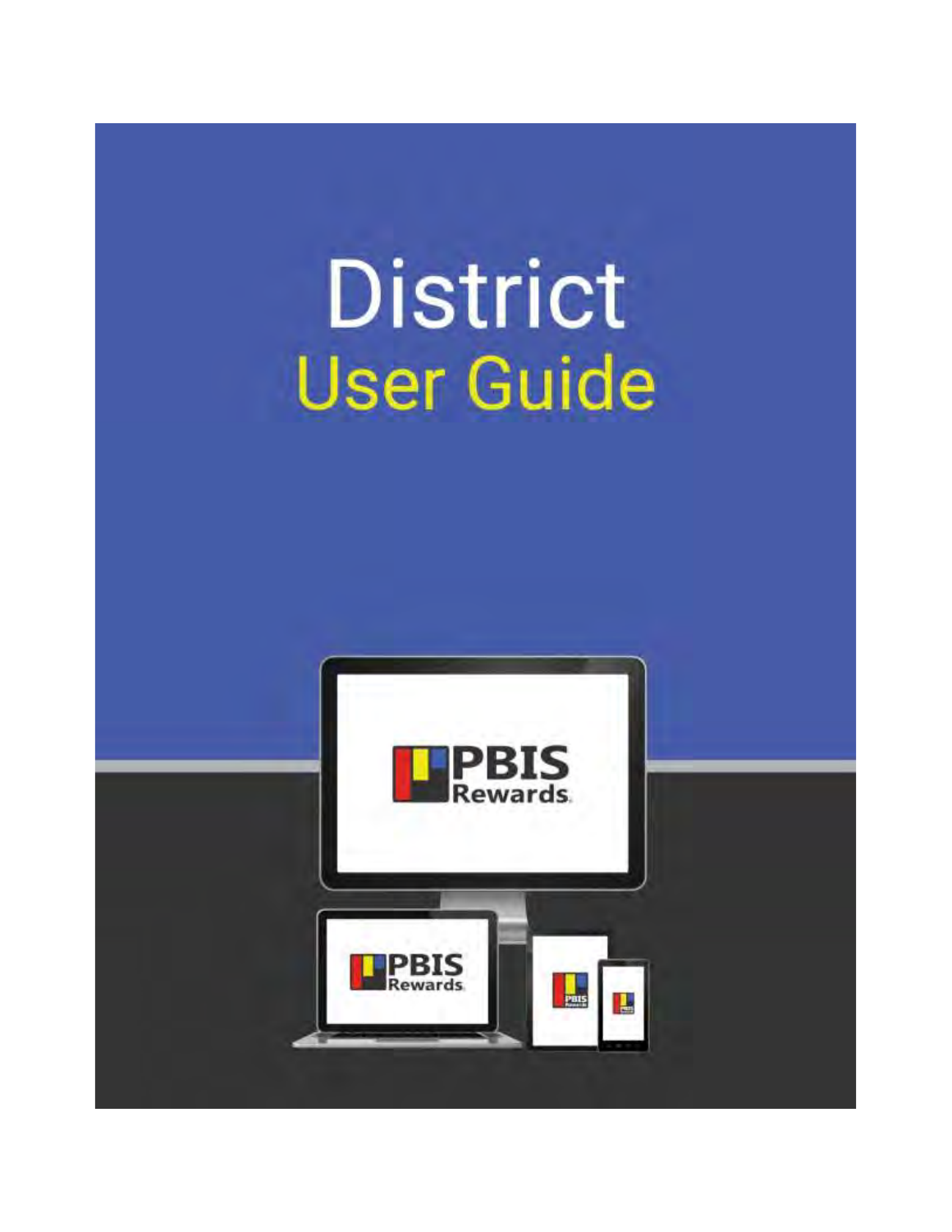# District

## User Guide

PBIS Rewards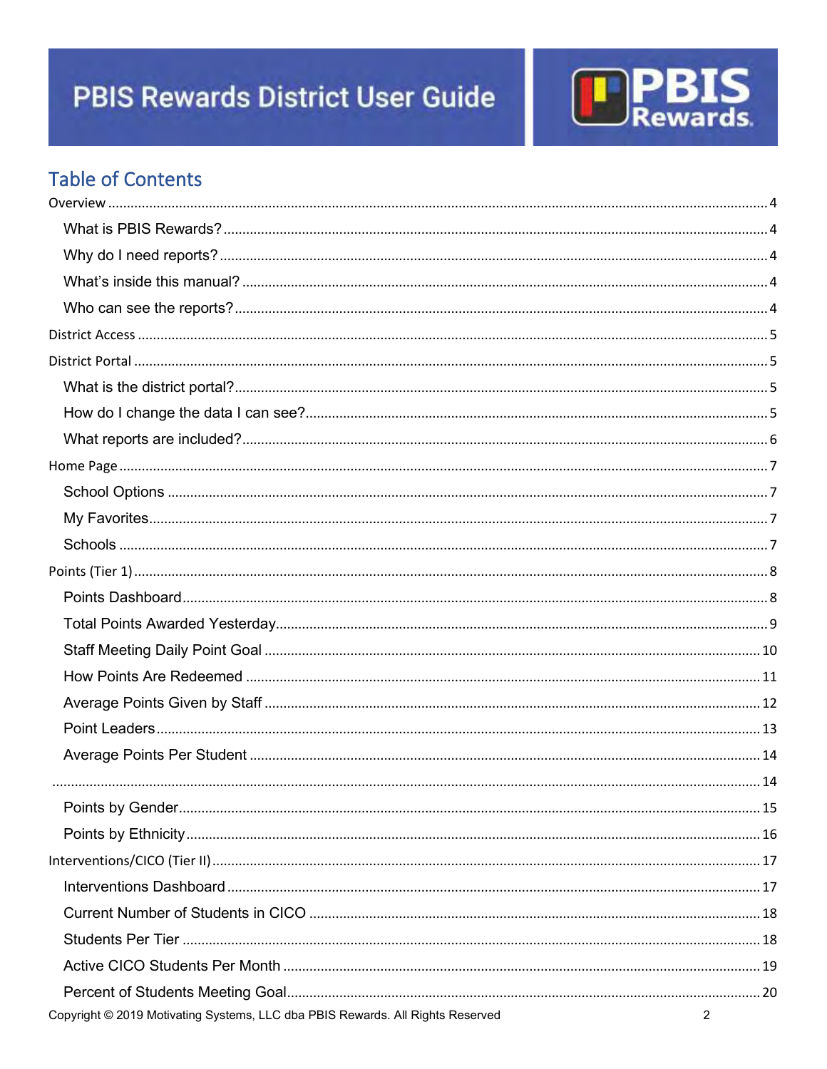# PBIS Rewards District User Guide

## Table of Contents

Overview ..... 4

- What is PBIS Rewards? ..... 4
- Why do I need reports? ..... 4
- What's inside this manual? ..... 4
- Who can see the reports? ..... 4

District Access ..... 5

District Portal ..... 5

- What is the district portal? ..... 5
- How do I change the data I can see? ..... 5
- What reports are included? ..... 6

Home Page ..... 7

- School Options ..... 7
- My Favorites ..... 7
- Schools ..... 7

Points (Tier 1) ..... 8

- Points Dashboard ..... 8
- Total Points Awarded Yesterday ..... 9
- Staff Meeting Daily Point Goal ..... 10
- How Points Are Redeemed ..... 11
- Average Points Given by Staff ..... 12
- Point Leaders ..... 13
- Average Points Per Student ..... 14
- ..... 14
- Points by Gender ..... 15
- Points by Ethnicity ..... 16

Interventions/CICO (Tier II) ..... 17

- Interventions Dashboard ..... 17
- Current Number of Students in CICO ..... 18
- Students Per Tier ..... 18
- Active CICO Students Per Month ..... 19
- Percent of Students Meeting Goal ..... 20

Copyright © 2019 Motivating Systems, LLC dba PBIS Rewards. All Rights Reserved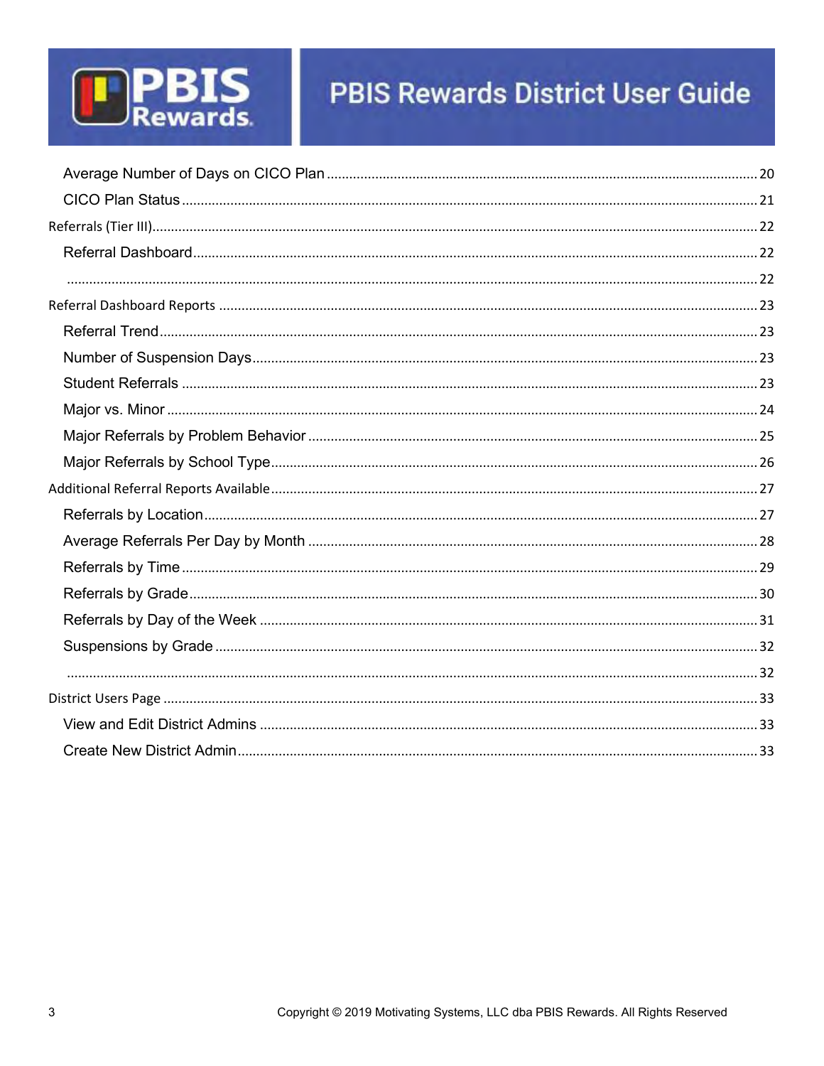Average Number of Days on CICO Plan ........ 20

CICO Plan Status ........ 21

Referrals (Tier III) ........ 22

Referral Dashboard ........ 22

........ 22

Referral Dashboard Reports ........ 23

Referral Trend ........ 23

Number of Suspension Days ........ 23

Student Referrals ........ 23

Major vs. Minor ........ 24

Major Referrals by Problem Behavior ........ 25

Major Referrals by School Type ........ 26

Additional Referral Reports Available ........ 27

Referrals by Location ........ 27

Average Referrals Per Day by Month ........ 28

Referrals by Time ........ 29

Referrals by Grade ........ 30

Referrals by Day of the Week ........ 31

Suspensions by Grade ........ 32

........ 32

District Users Page ........ 33

View and Edit District Admins ........ 33

Create New District Admin ........ 33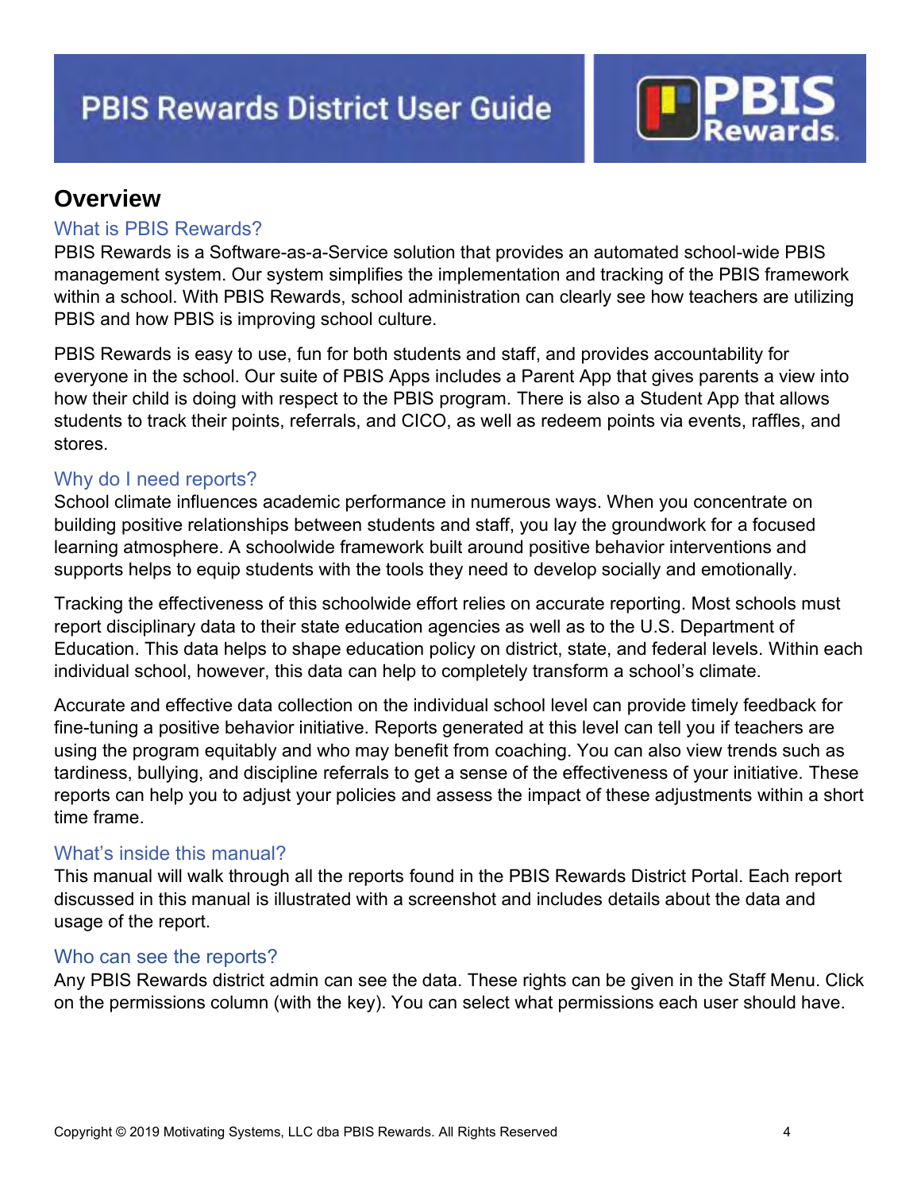# PBIS Rewards District User Guide

## Overview

### What is PBIS Rewards?

PBIS Rewards is a Software-as-a-Service solution that provides an automated school-wide PBIS management system. Our system simplifies the implementation and tracking of the PBIS framework within a school. With PBIS Rewards, school administration can clearly see how teachers are utilizing PBIS and how PBIS is improving school culture.

PBIS Rewards is easy to use, fun for both students and staff, and provides accountability for everyone in the school. Our suite of PBIS Apps includes a Parent App that gives parents a view into how their child is doing with respect to the PBIS program. There is also a Student App that allows students to track their points, referrals, and CICO, as well as redeem points via events, raffles, and stores.

### Why do I need reports?

School climate influences academic performance in numerous ways. When you concentrate on building positive relationships between students and staff, you lay the groundwork for a focused learning atmosphere. A schoolwide framework built around positive behavior interventions and supports helps to equip students with the tools they need to develop socially and emotionally.

Tracking the effectiveness of this schoolwide effort relies on accurate reporting. Most schools must report disciplinary data to their state education agencies as well as to the U.S. Department of Education. This data helps to shape education policy on district, state, and federal levels. Within each individual school, however, this data can help to completely transform a school's climate.

Accurate and effective data collection on the individual school level can provide timely feedback for fine-tuning a positive behavior initiative. Reports generated at this level can tell you if teachers are using the program equitably and who may benefit from coaching. You can also view trends such as tardiness, bullying, and discipline referrals to get a sense of the effectiveness of your initiative. These reports can help you to adjust your policies and assess the impact of these adjustments within a short time frame.

### What's inside this manual?

This manual will walk through all the reports found in the PBIS Rewards District Portal. Each report discussed in this manual is illustrated with a screenshot and includes details about the data and usage of the report.

### Who can see the reports?

Any PBIS Rewards district admin can see the data. These rights can be given in the Staff Menu. Click on the permissions column (with the key). You can select what permissions each user should have.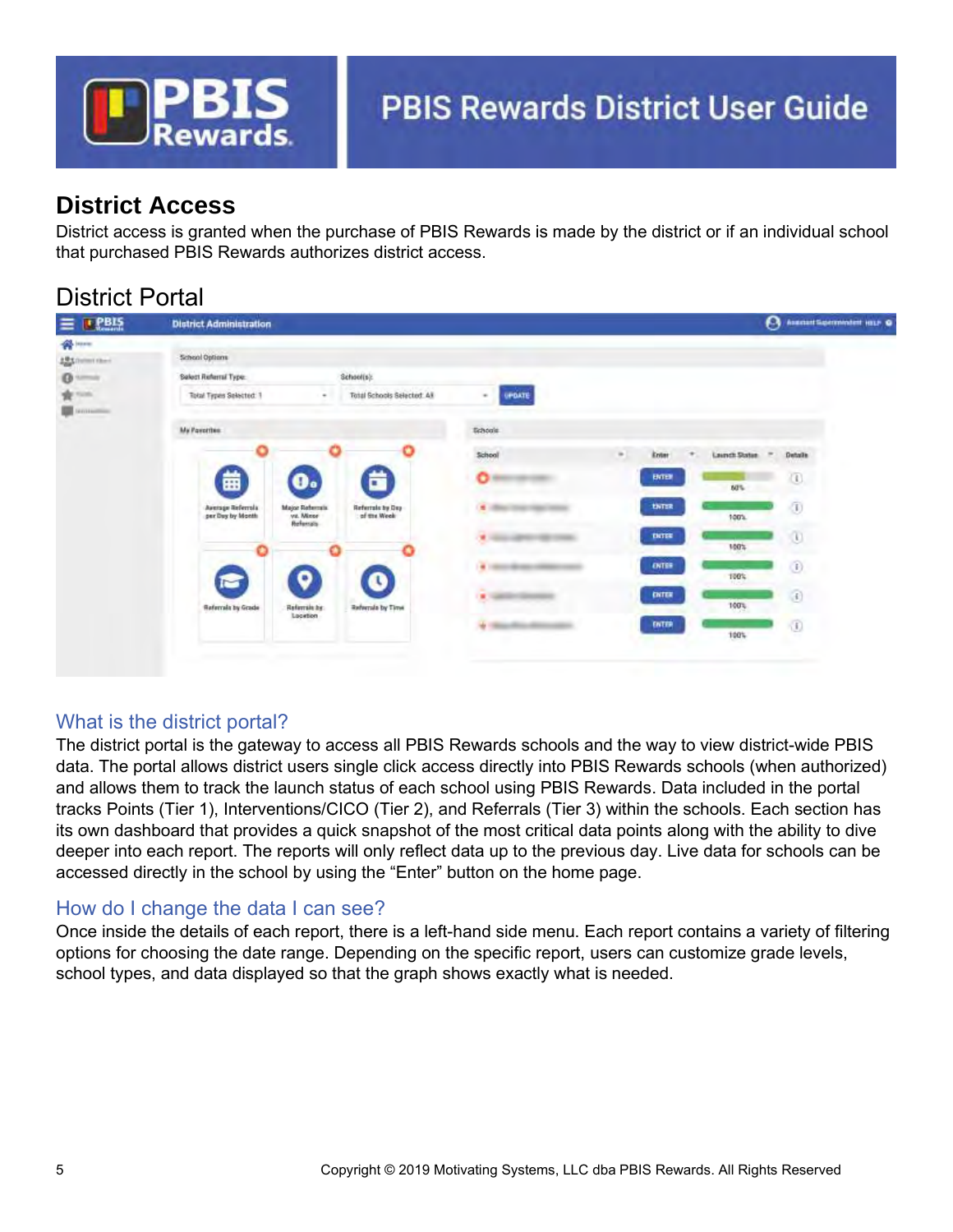## District Access

District access is granted when the purchase of PBIS Rewards is made by the district or if an individual school that purchased PBIS Rewards authorizes district access.

## District Portal

### What is the district portal?

The district portal is the gateway to access all PBIS Rewards schools and the way to view district-wide PBIS data. The portal allows district users single click access directly into PBIS Rewards schools (when authorized) and allows them to track the launch status of each school using PBIS Rewards. Data included in the portal tracks Points (Tier 1), Interventions/CICO (Tier 2), and Referrals (Tier 3) within the schools. Each section has its own dashboard that provides a quick snapshot of the most critical data points along with the ability to dive deeper into each report. The reports will only reflect data up to the previous day. Live data for schools can be accessed directly in the school by using the "Enter" button on the home page.

### How do I change the data I can see?

Once inside the details of each report, there is a left-hand side menu. Each report contains a variety of filtering options for choosing the date range. Depending on the specific report, users can customize grade levels, school types, and data displayed so that the graph shows exactly what is needed.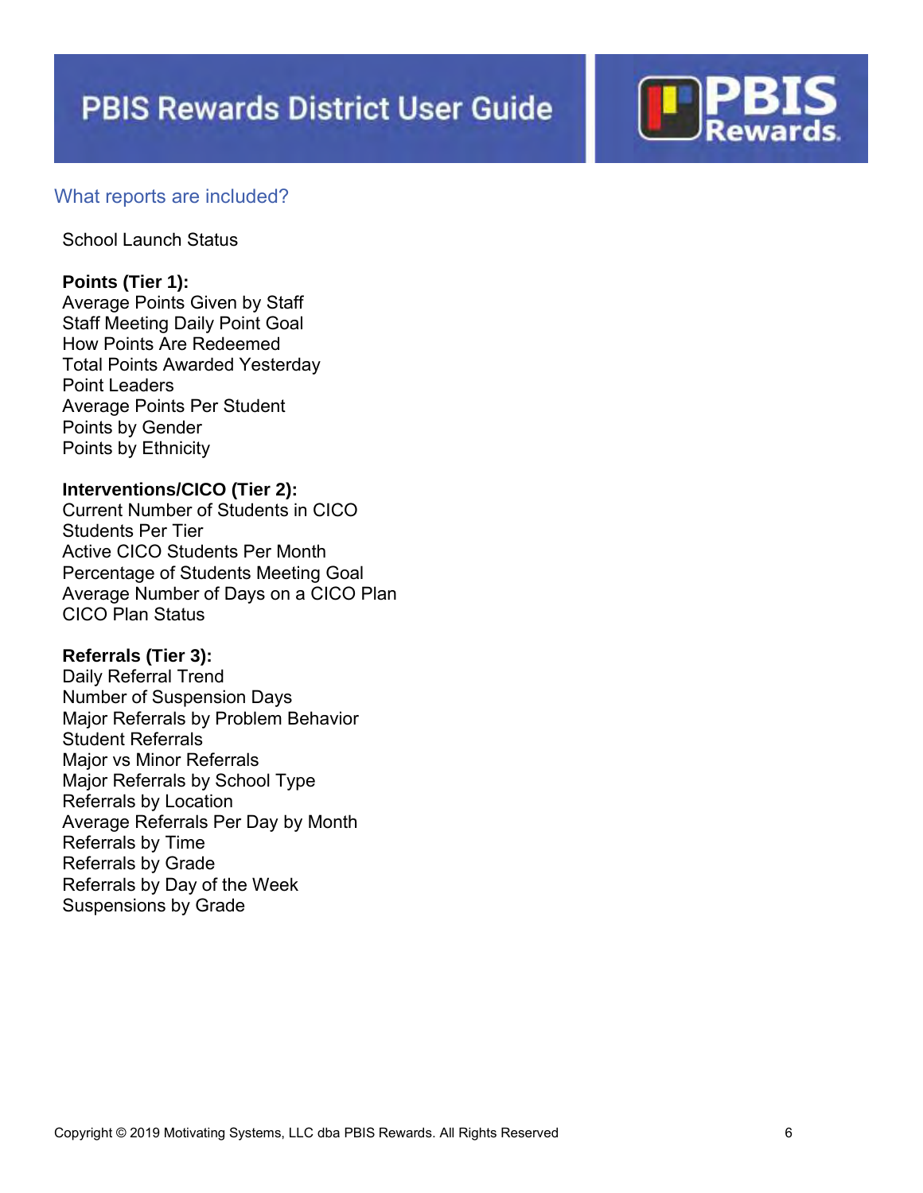## What reports are included?

School Launch Status

**Points (Tier 1):**
Average Points Given by Staff
Staff Meeting Daily Point Goal
How Points Are Redeemed
Total Points Awarded Yesterday
Point Leaders
Average Points Per Student
Points by Gender
Points by Ethnicity

**Interventions/CICO (Tier 2):**
Current Number of Students in CICO
Students Per Tier
Active CICO Students Per Month
Percentage of Students Meeting Goal
Average Number of Days on a CICO Plan
CICO Plan Status

**Referrals (Tier 3):**
Daily Referral Trend
Number of Suspension Days
Major Referrals by Problem Behavior
Student Referrals
Major vs Minor Referrals
Major Referrals by School Type
Referrals by Location
Average Referrals Per Day by Month
Referrals by Time
Referrals by Grade
Referrals by Day of the Week
Suspensions by Grade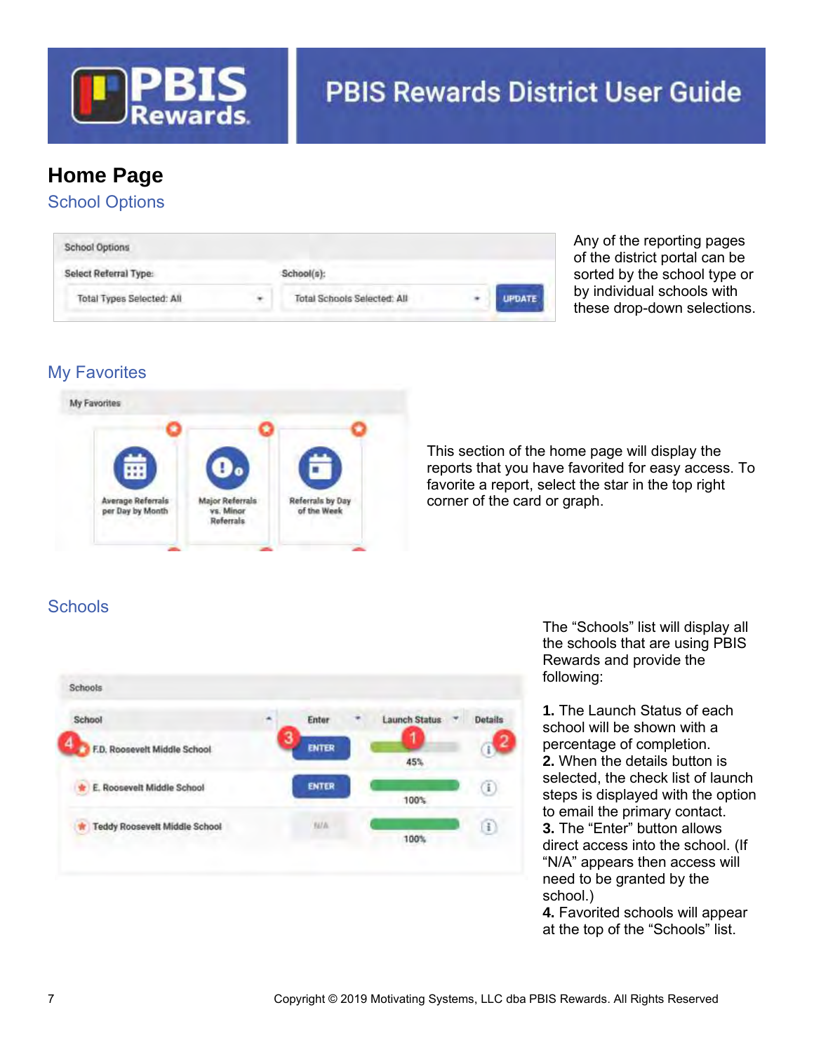# Home Page

## School Options

Any of the reporting pages of the district portal can be sorted by the school type or by individual schools with these drop-down selections.

## My Favorites

This section of the home page will display the reports that you have favorited for easy access. To favorite a report, select the star in the top right corner of the card or graph.

## Schools

The "Schools" list will display all the schools that are using PBIS Rewards and provide the following:

**1.** The Launch Status of each school will be shown with a percentage of completion.
**2.** When the details button is selected, the check list of launch steps is displayed with the option to email the primary contact.
**3.** The "Enter" button allows direct access into the school. (If "N/A" appears then access will need to be granted by the school.)
**4.** Favorited schools will appear at the top of the "Schools" list.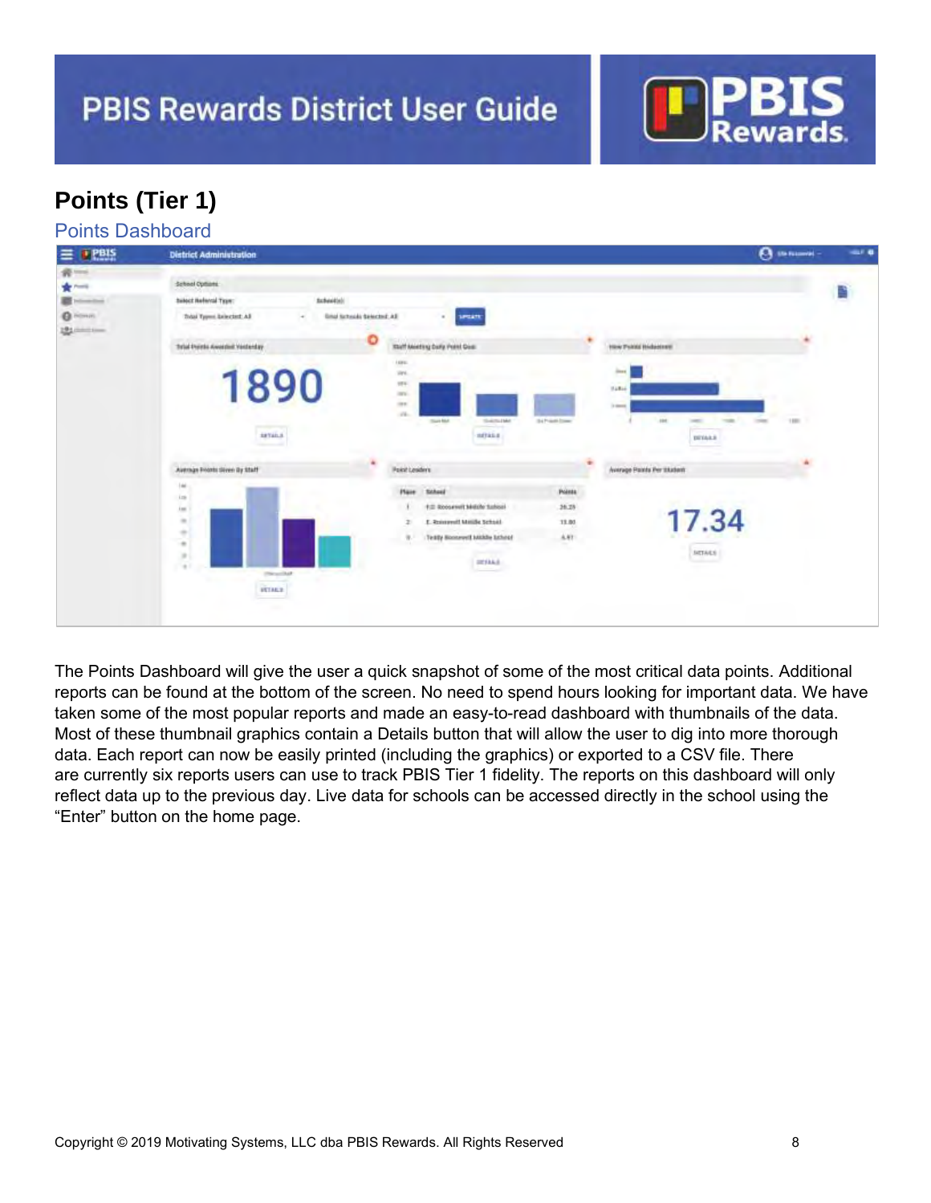# Points (Tier 1)

## Points Dashboard

The Points Dashboard will give the user a quick snapshot of some of the most critical data points. Additional reports can be found at the bottom of the screen. No need to spend hours looking for important data. We have taken some of the most popular reports and made an easy-to-read dashboard with thumbnails of the data. Most of these thumbnail graphics contain a Details button that will allow the user to dig into more thorough data. Each report can now be easily printed (including the graphics) or exported to a CSV file. There are currently six reports users can use to track PBIS Tier 1 fidelity. The reports on this dashboard will only reflect data up to the previous day. Live data for schools can be accessed directly in the school using the “Enter” button on the home page.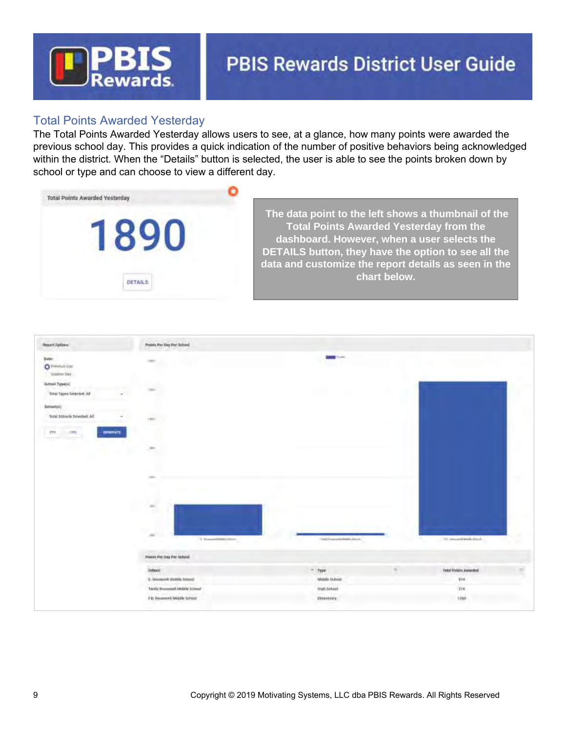## Total Points Awarded Yesterday

The Total Points Awarded Yesterday allows users to see, at a glance, how many points were awarded the previous school day. This provides a quick indication of the number of positive behaviors being acknowledged within the district. When the "Details" button is selected, the user is able to see the points broken down by school or type and can choose to view a different day.

Total Points Awarded Yesterday

1890

DETAILS

**The data point to the left shows a thumbnail of the Total Points Awarded Yesterday from the dashboard. However, when a user selects the DETAILS button, they have the option to see all the data and customize the report details as seen in the chart below.**

Report Options

Date:
- Previous Day
- Custom Day

School Type(s):
Total Types Selected: All

School(s):
Total Schools Selected: All

PDF | CSV | GENERATE

Points Per Day Per School

Points Per Day Per School

| School | Type | Total Points Awarded |
|---|---|---|
| E. Roosevelt Middle School | Middle School | 414 |
| Teddy Roosevelt Middle School | High School | 216 |
| F.D. Roosevelt Middle School | Elementary | 1260 |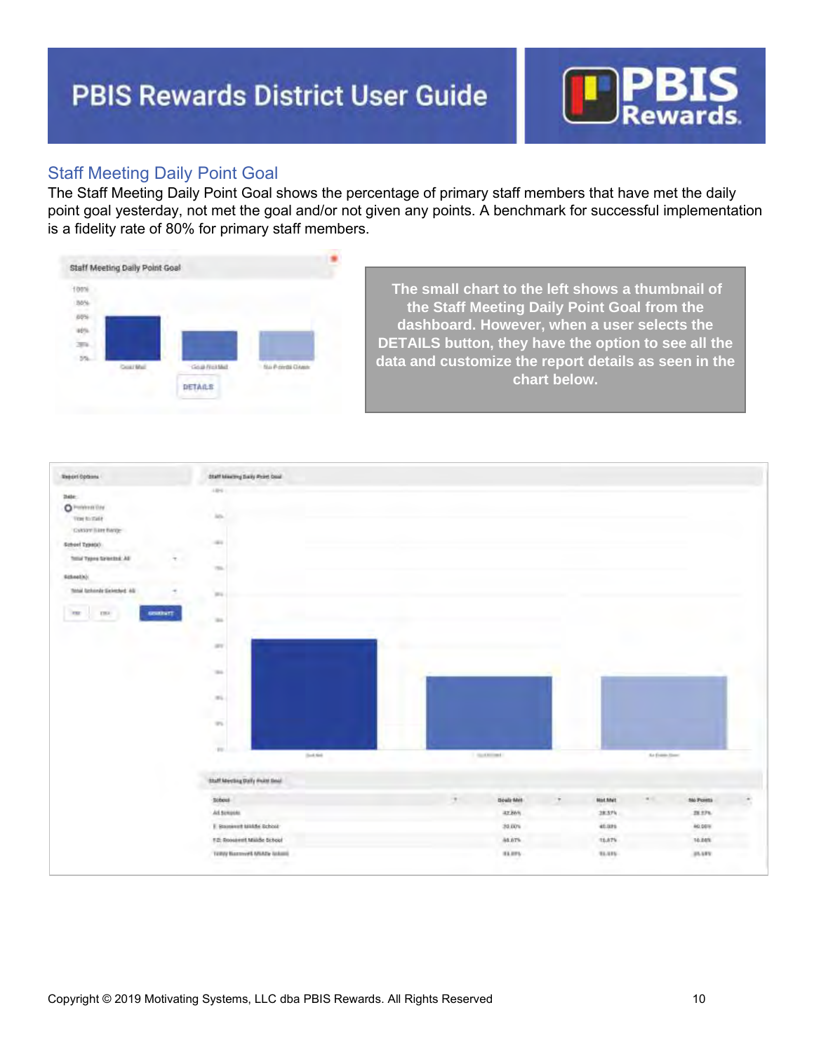## Staff Meeting Daily Point Goal

The Staff Meeting Daily Point Goal shows the percentage of primary staff members that have met the daily point goal yesterday, not met the goal and/or not given any points. A benchmark for successful implementation is a fidelity rate of 80% for primary staff members.

**The small chart to the left shows a thumbnail of the Staff Meeting Daily Point Goal from the dashboard. However, when a user selects the DETAILS button, they have the option to see all the data and customize the report details as seen in the chart below.**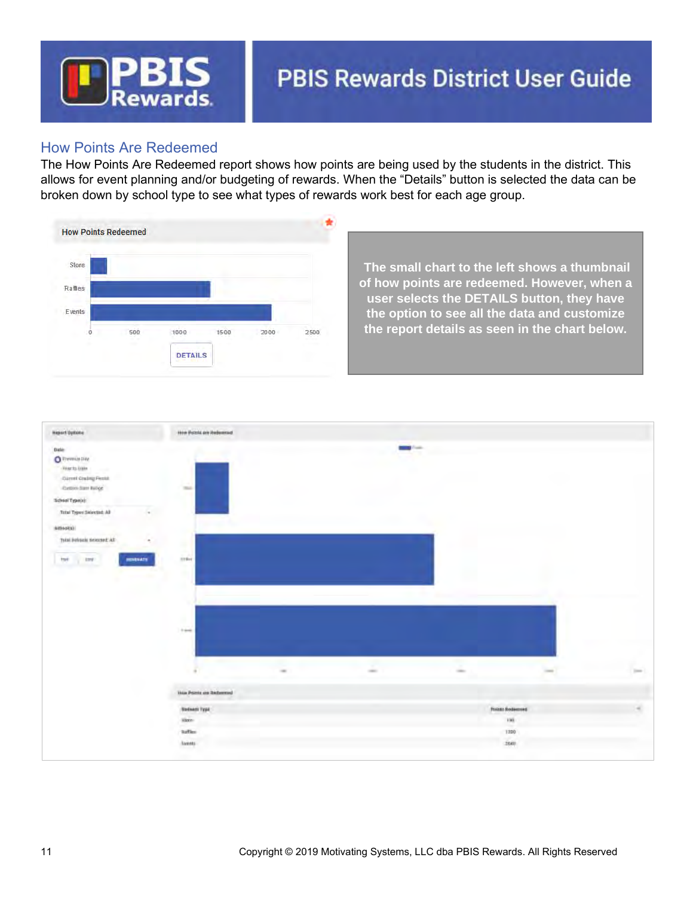## How Points Are Redeemed

The How Points Are Redeemed report shows how points are being used by the students in the district. This allows for event planning and/or budgeting of rewards. When the "Details" button is selected the data can be broken down by school type to see what types of rewards work best for each age group.

The small chart to the left shows a thumbnail of how points are redeemed. However, when a user selects the DETAILS button, they have the option to see all the data and customize the report details as seen in the chart below.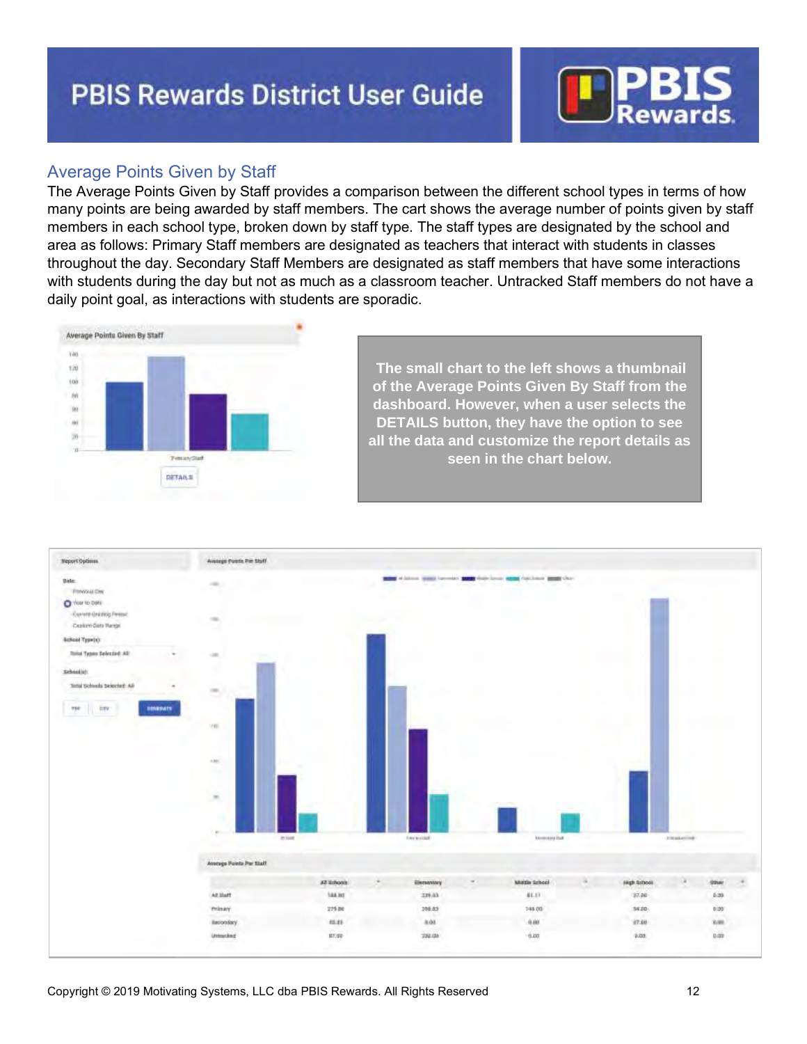## Average Points Given by Staff

The Average Points Given by Staff provides a comparison between the different school types in terms of how many points are being awarded by staff members. The cart shows the average number of points given by staff members in each school type, broken down by staff type. The staff types are designated by the school and area as follows: Primary Staff members are designated as teachers that interact with students in classes throughout the day. Secondary Staff Members are designated as staff members that have some interactions with students during the day but not as much as a classroom teacher. Untracked Staff members do not have a daily point goal, as interactions with students are sporadic.

**The small chart to the left shows a thumbnail of the Average Points Given By Staff from the dashboard. However, when a user selects the DETAILS button, they have the option to see all the data and customize the report details as seen in the chart below.**

Average Points Per Staff

| | All Schools | Elementary | Middle School | High School | Other |
|---|---|---|---|---|---|
| All Staff | 188.80 | 239.43 | 81.11 | 37.80 | 0.00 |
| Primary | 275.86 | 298.83 | 148.00 | 54.00 | 0.00 |
| Secondary | 65.83 | 0.00 | 0.00 | 27.00 | 0.00 |
| Untracked | 87.50 | 232.00 | 0.00 | 0.00 | 0.00 |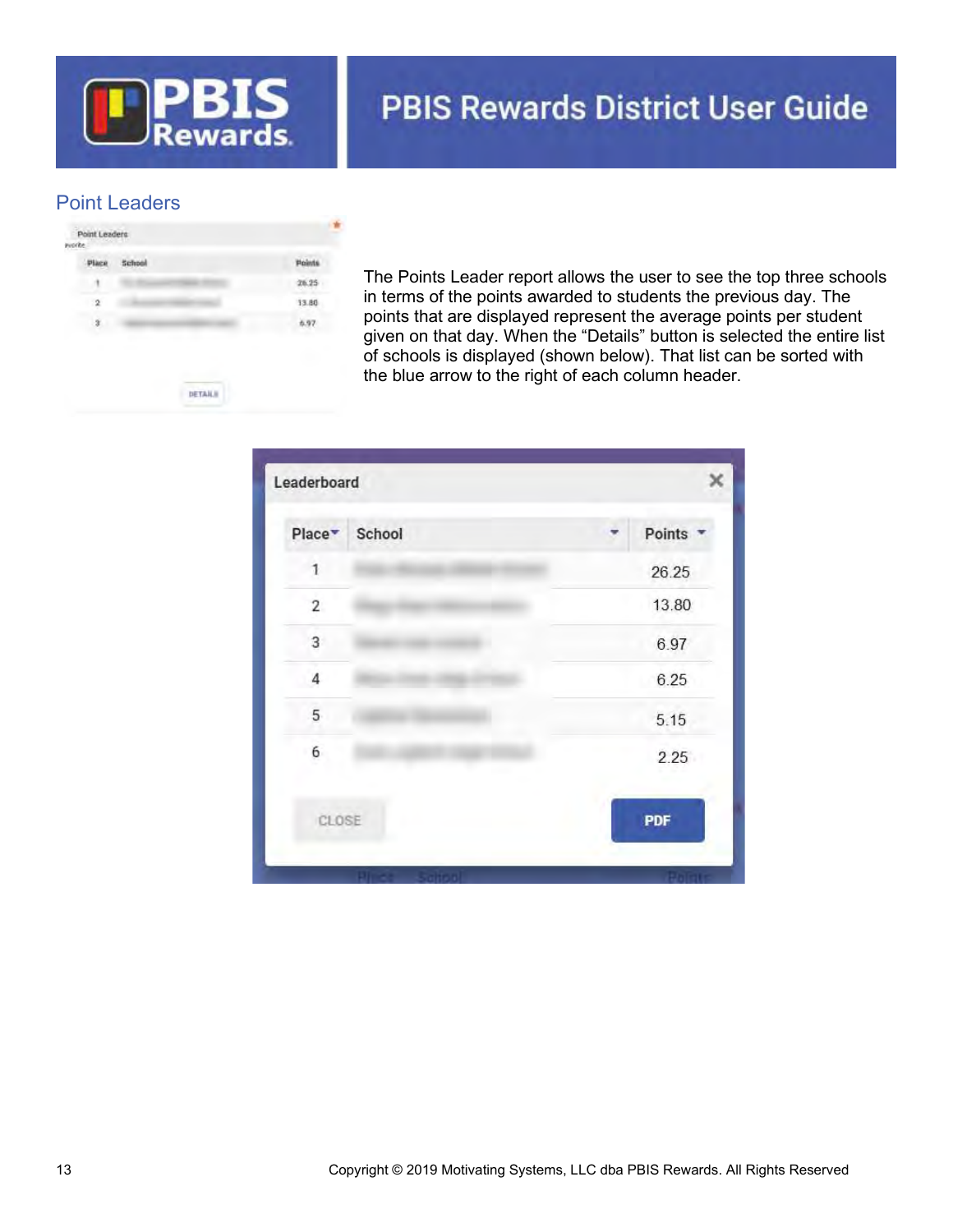## Point Leaders

The Points Leader report allows the user to see the top three schools in terms of the points awarded to students the previous day. The points that are displayed represent the average points per student given on that day. When the “Details” button is selected the entire list of schools is displayed (shown below). That list can be sorted with the blue arrow to the right of each column header.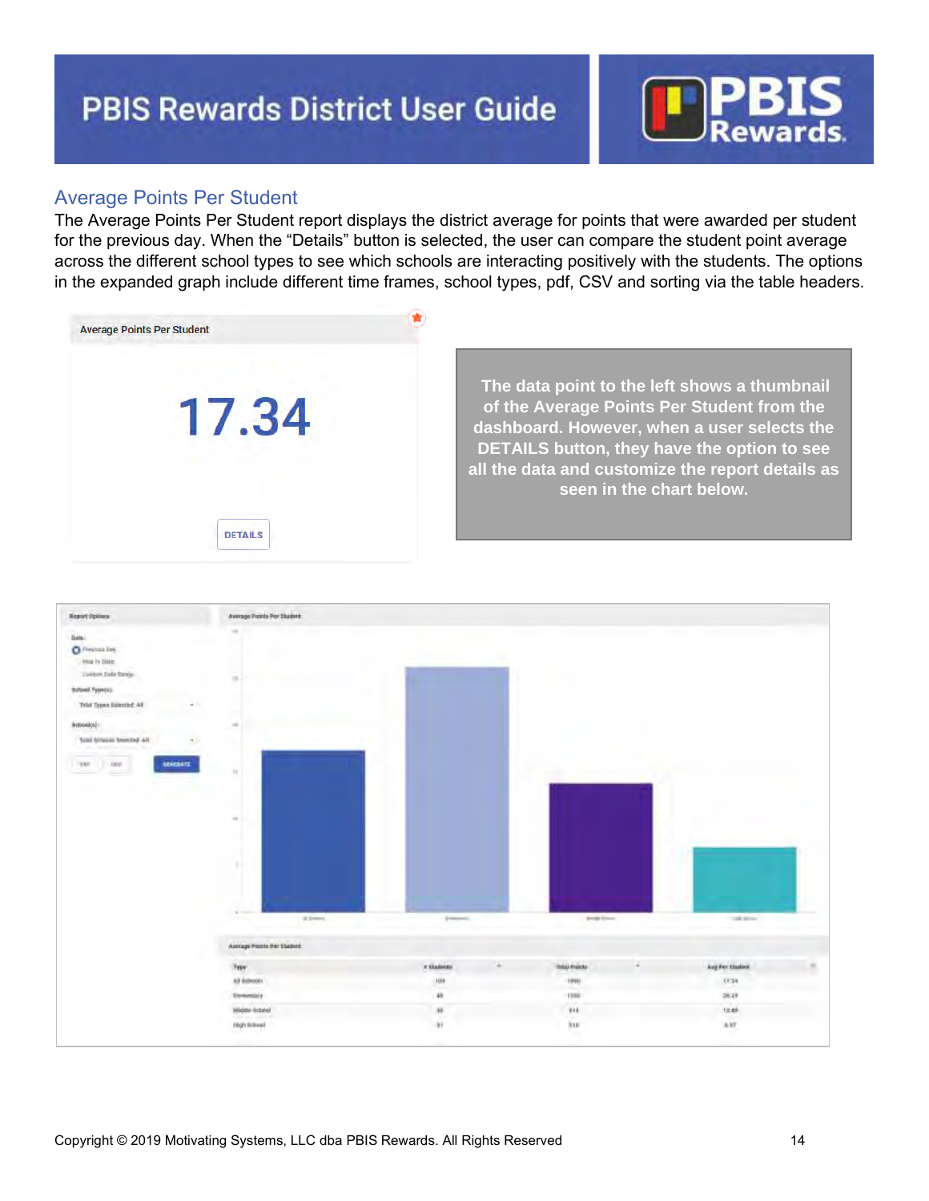## Average Points Per Student

The Average Points Per Student report displays the district average for points that were awarded per student for the previous day. When the "Details" button is selected, the user can compare the student point average across the different school types to see which schools are interacting positively with the students. The options in the expanded graph include different time frames, school types, pdf, CSV and sorting via the table headers.

Average Points Per Student

17.34

DETAILS

**The data point to the left shows a thumbnail of the Average Points Per Student from the dashboard. However, when a user selects the DETAILS button, they have the option to see all the data and customize the report details as seen in the chart below.**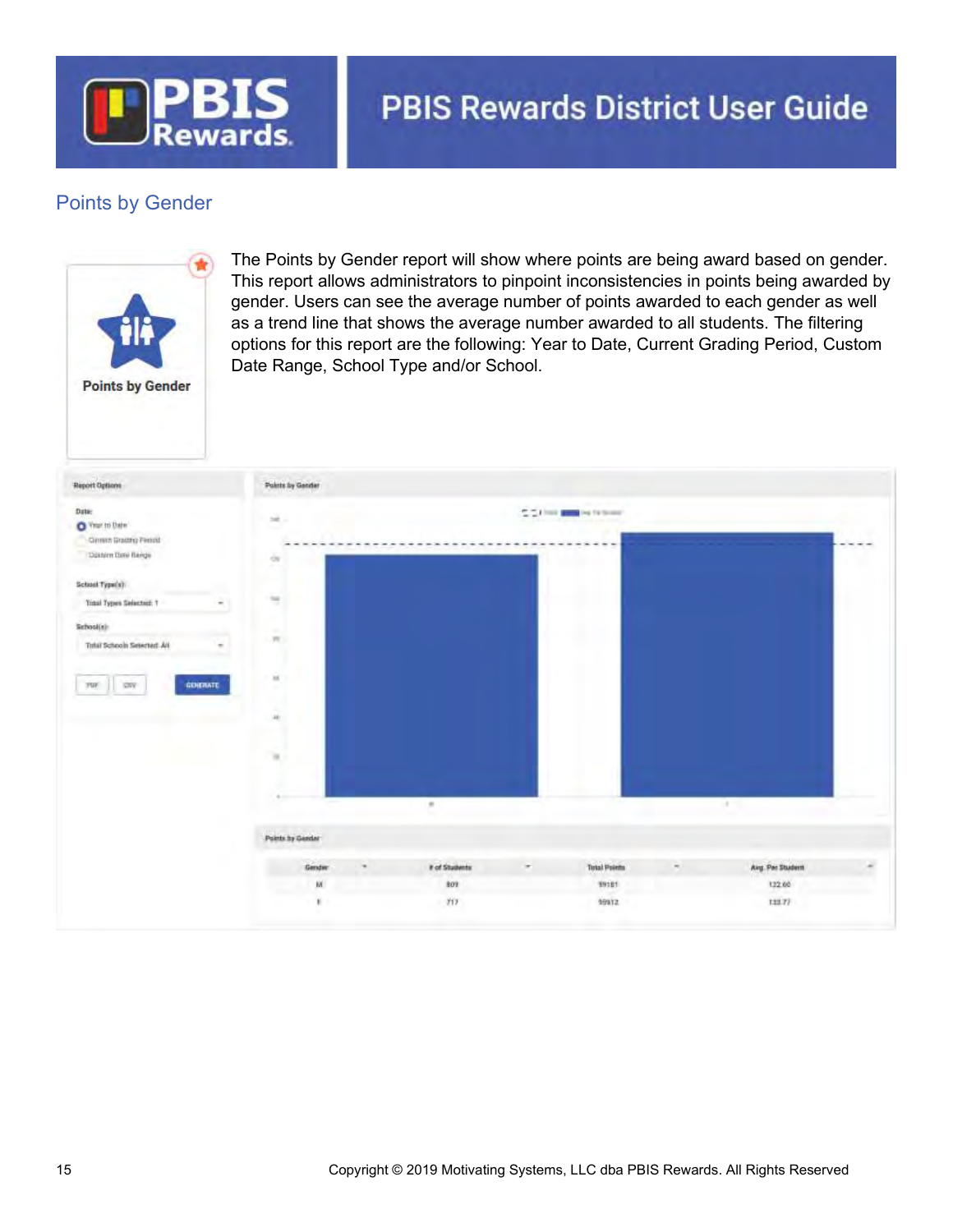## Points by Gender

Points by Gender

The Points by Gender report will show where points are being award based on gender. This report allows administrators to pinpoint inconsistencies in points being awarded by gender. Users can see the average number of points awarded to each gender as well as a trend line that shows the average number awarded to all students. The filtering options for this report are the following: Year to Date, Current Grading Period, Custom Date Range, School Type and/or School.

**Report Options**

Date:
- Year to Date
- Current Grading Period
- Custom Date Range

School Type(s): Total Types Selected: 1

School(s): Total Schools Selected: All

PDF | CSV | GENERATE

**Points by Gender**

**Points by Gender**

| Gender | # of Students | Total Points | Avg. Per Student |
|---|---|---|---|
| M | 809 | 99181 | 122.60 |
| F | 717 | 95912 | 133.77 |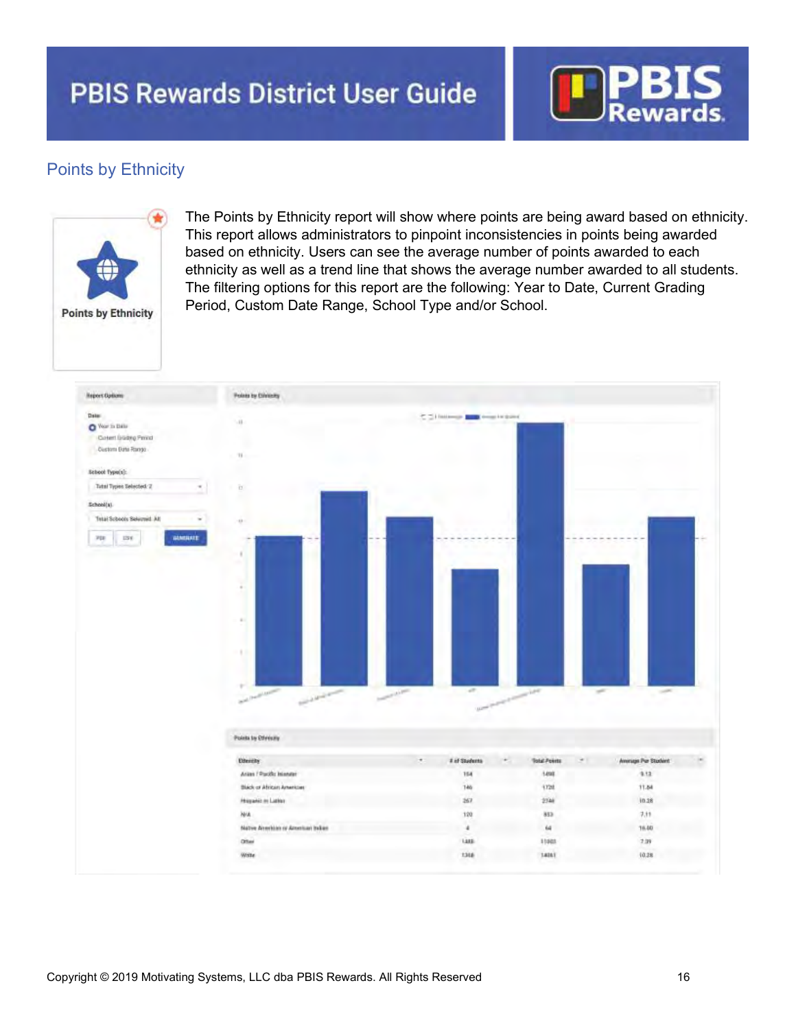## Points by Ethnicity

Points by Ethnicity

The Points by Ethnicity report will show where points are being award based on ethnicity. This report allows administrators to pinpoint inconsistencies in points being awarded based on ethnicity. Users can see the average number of points awarded to each ethnicity as well as a trend line that shows the average number awarded to all students. The filtering options for this report are the following: Year to Date, Current Grading Period, Custom Date Range, School Type and/or School.

| Ethnicity | # of Students | Total Points | Average Per Student |
|---|---|---|---|
| Asian / Pacific Islander | 164 | 1498 | 9.13 |
| Black or African American | 146 | 1728 | 11.84 |
| Hispanic or Latino | 267 | 2746 | 10.28 |
| N/A | 120 | 853 | 7.11 |
| Native American or American Indian | 4 | 64 | 16.00 |
| Other | 1488 | 11003 | 7.39 |
| White | 1368 | 14061 | 10.28 |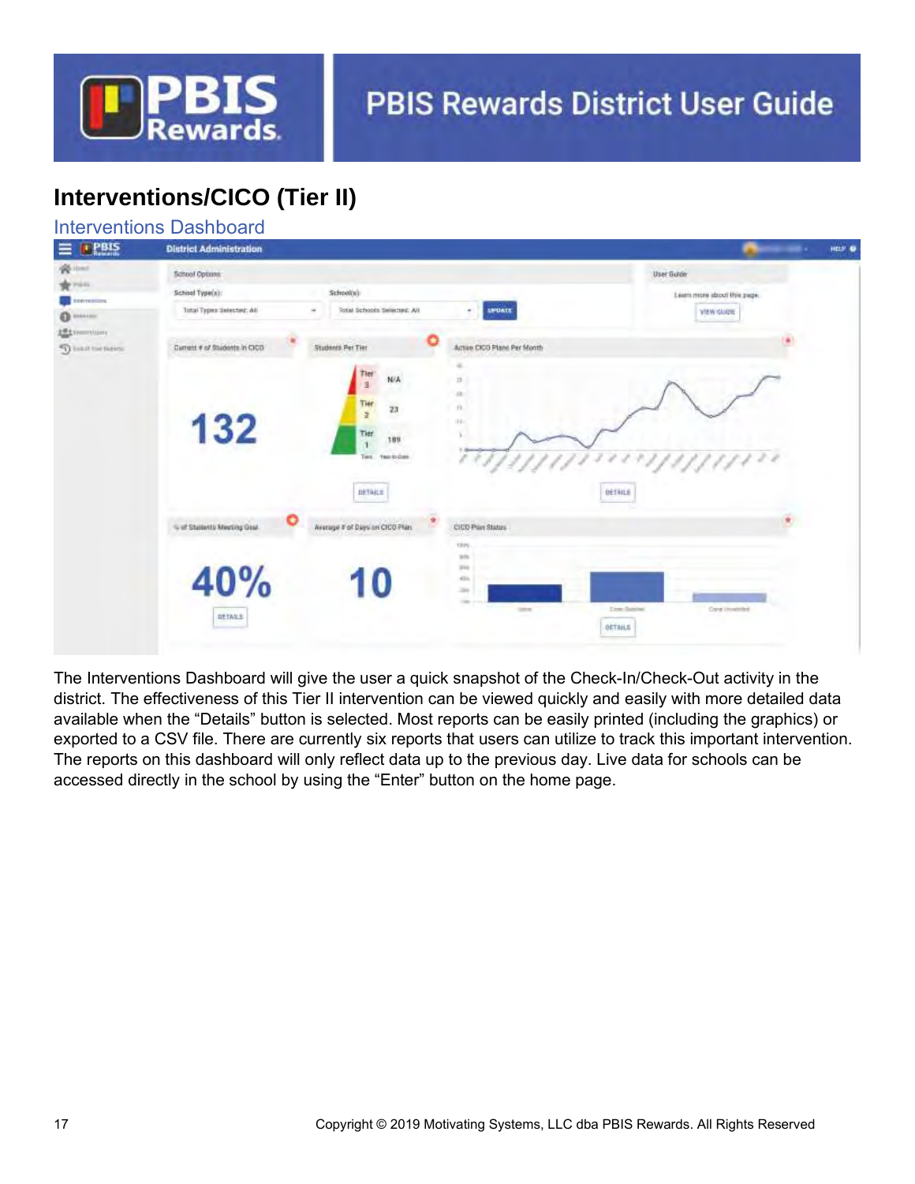## Interventions/CICO (Tier II)

### Interventions Dashboard

The Interventions Dashboard will give the user a quick snapshot of the Check-In/Check-Out activity in the district. The effectiveness of this Tier II intervention can be viewed quickly and easily with more detailed data available when the “Details” button is selected. Most reports can be easily printed (including the graphics) or exported to a CSV file. There are currently six reports that users can utilize to track this important intervention. The reports on this dashboard will only reflect data up to the previous day. Live data for schools can be accessed directly in the school by using the “Enter” button on the home page.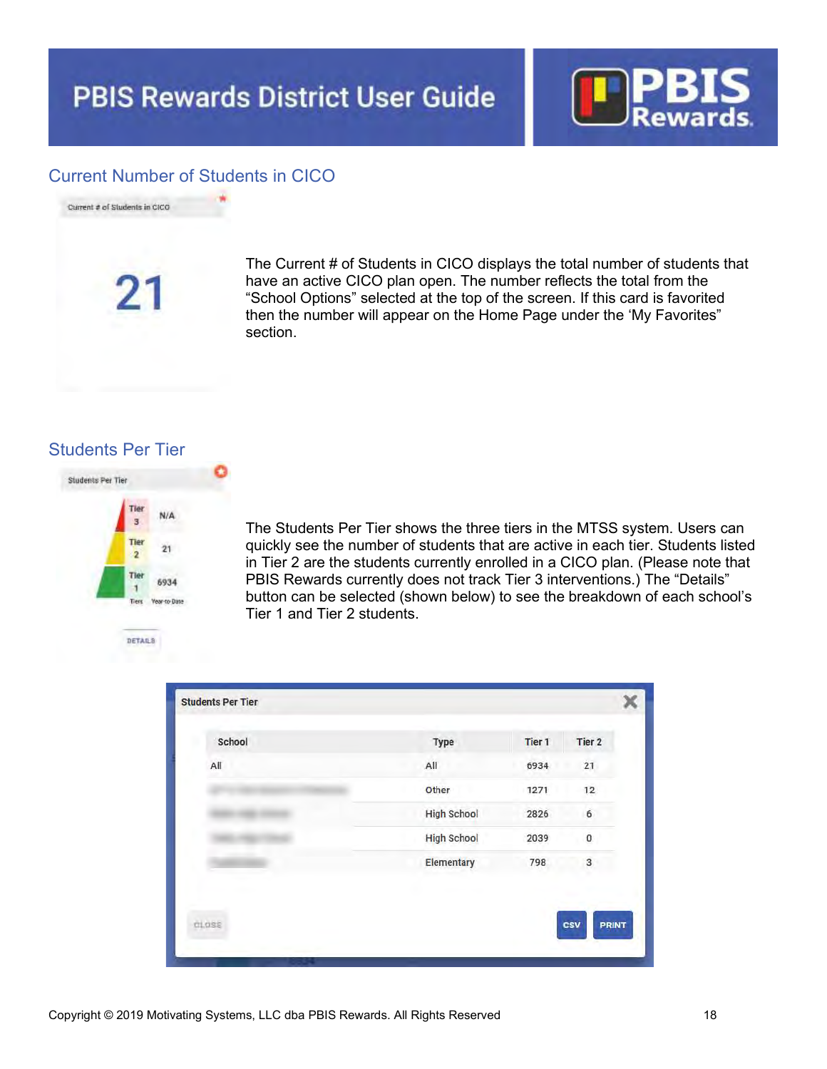## Current Number of Students in CICO

Current # of Students in CICO

21

The Current # of Students in CICO displays the total number of students that have an active CICO plan open. The number reflects the total from the "School Options" selected at the top of the screen. If this card is favorited then the number will appear on the Home Page under the 'My Favorites' section.

## Students Per Tier

Students Per Tier

| Tiers | Year-to-Date |
|---|---|
| Tier 3 | N/A |
| Tier 2 | 21 |
| Tier 1 | 6934 |

DETAILS

The Students Per Tier shows the three tiers in the MTSS system. Users can quickly see the number of students that are active in each tier. Students listed in Tier 2 are the students currently enrolled in a CICO plan. (Please note that PBIS Rewards currently does not track Tier 3 interventions.) The "Details" button can be selected (shown below) to see the breakdown of each school's Tier 1 and Tier 2 students.

**Students Per Tier**

| School | Type | Tier 1 | Tier 2 |
|---|---|---|---|
| All | All | 6934 | 21 |
| | Other | 1271 | 12 |
| | High School | 2826 | 6 |
| | High School | 2039 | 0 |
| | Elementary | 798 | 3 |

CLOSE CSV PRINT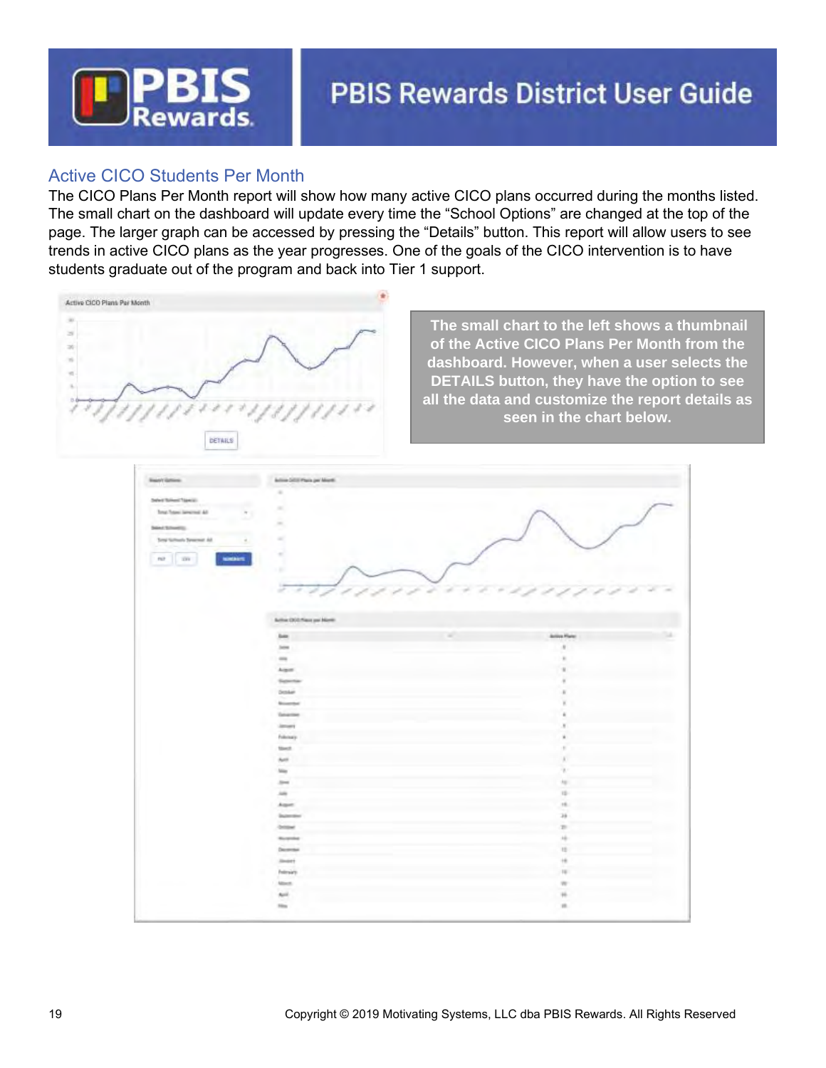## Active CICO Students Per Month

The CICO Plans Per Month report will show how many active CICO plans occurred during the months listed. The small chart on the dashboard will update every time the "School Options" are changed at the top of the page. The larger graph can be accessed by pressing the "Details" button. This report will allow users to see trends in active CICO plans as the year progresses. One of the goals of the CICO intervention is to have students graduate out of the program and back into Tier 1 support.

**The small chart to the left shows a thumbnail of the Active CICO Plans Per Month from the dashboard. However, when a user selects the DETAILS button, they have the option to see all the data and customize the report details as seen in the chart below.**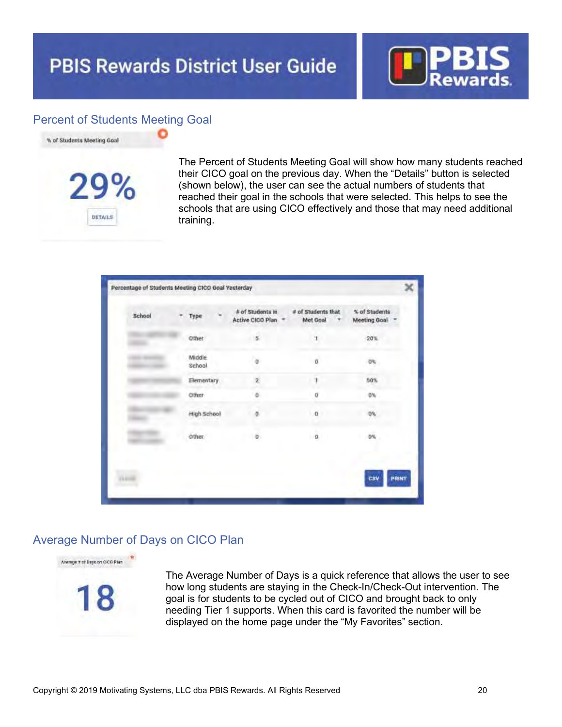## Percent of Students Meeting Goal

% of Students Meeting Goal

29%

DETAILS

The Percent of Students Meeting Goal will show how many students reached their CICO goal on the previous day. When the "Details" button is selected (shown below), the user can see the actual numbers of students that reached their goal in the schools that were selected. This helps to see the schools that are using CICO effectively and those that may need additional training.

Percentage of Students Meeting CICO Goal Yesterday

| School | Type | # of Students in Active CICO Plan | # of Students that Met Goal | % of Students Meeting Goal |
|---|---|---|---|---|
| | Other | 5 | 1 | 20% |
| | Middle School | 0 | 0 | 0% |
| | Elementary | 2 | 1 | 50% |
| | Other | 0 | 0 | 0% |
| | High School | 0 | 0 | 0% |
| | Other | 0 | 0 | 0% |

CSV PRINT

## Average Number of Days on CICO Plan

Average # of Days on CICO Plan

18

The Average Number of Days is a quick reference that allows the user to see how long students are staying in the Check-In/Check-Out intervention. The goal is for students to be cycled out of CICO and brought back to only needing Tier 1 supports. When this card is favorited the number will be displayed on the home page under the "My Favorites" section.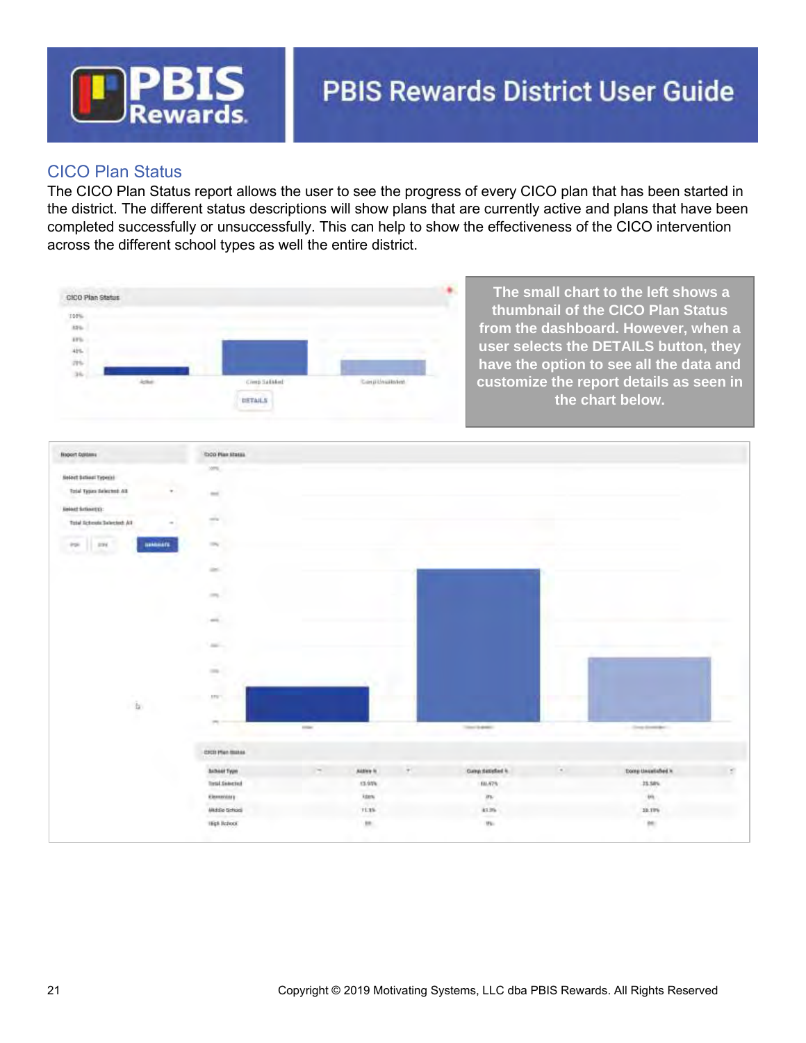## CICO Plan Status

The CICO Plan Status report allows the user to see the progress of every CICO plan that has been started in the district. The different status descriptions will show plans that are currently active and plans that have been completed successfully or unsuccessfully. This can help to show the effectiveness of the CICO intervention across the different school types as well the entire district.

**The small chart to the left shows a thumbnail of the CICO Plan Status from the dashboard. However, when a user selects the DETAILS button, they have the option to see all the data and customize the report details as seen in the chart below.**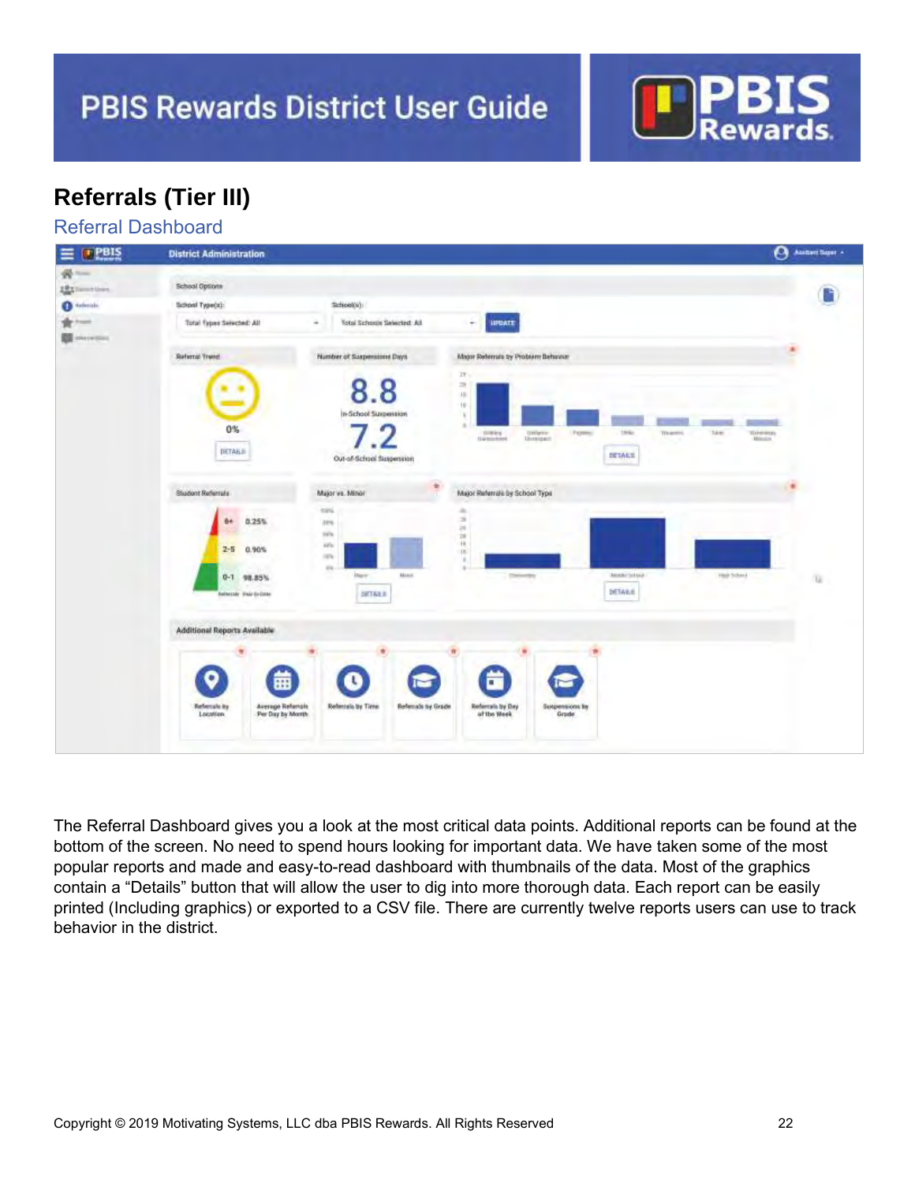# Referrals (Tier III)

## Referral Dashboard

The Referral Dashboard gives you a look at the most critical data points. Additional reports can be found at the bottom of the screen. No need to spend hours looking for important data. We have taken some of the most popular reports and made and easy-to-read dashboard with thumbnails of the data. Most of the graphics contain a “Details” button that will allow the user to dig into more thorough data. Each report can be easily printed (Including graphics) or exported to a CSV file. There are currently twelve reports users can use to track behavior in the district.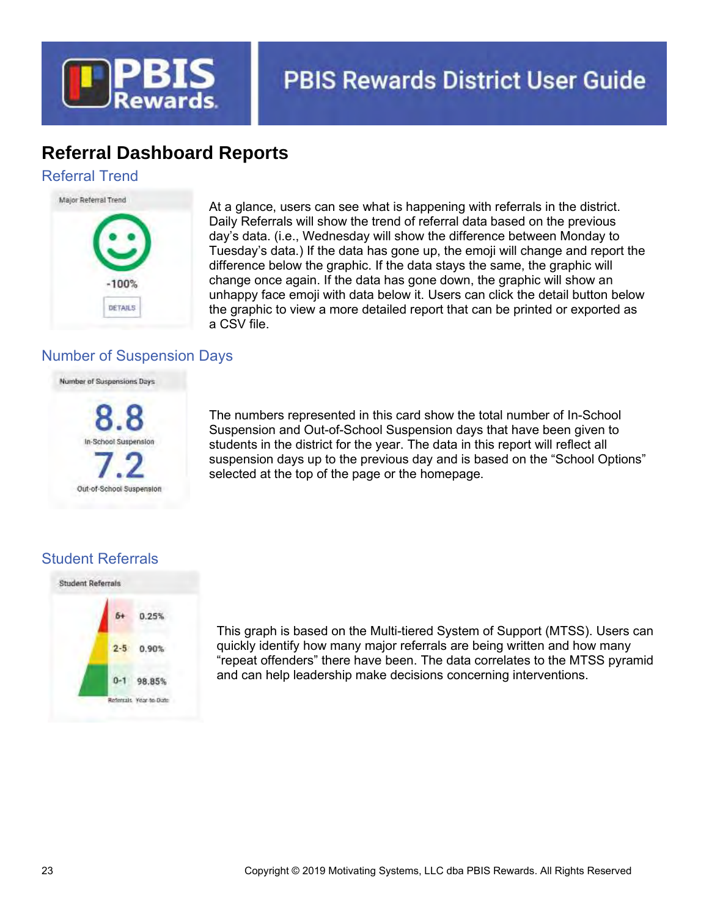## Referral Dashboard Reports

### Referral Trend

At a glance, users can see what is happening with referrals in the district. Daily Referrals will show the trend of referral data based on the previous day's data. (i.e., Wednesday will show the difference between Monday to Tuesday's data.) If the data has gone up, the emoji will change and report the difference below the graphic. If the data stays the same, the graphic will change once again. If the data has gone down, the graphic will show an unhappy face emoji with data below it. Users can click the detail button below the graphic to view a more detailed report that can be printed or exported as a CSV file.

### Number of Suspension Days

The numbers represented in this card show the total number of In-School Suspension and Out-of-School Suspension days that have been given to students in the district for the year. The data in this report will reflect all suspension days up to the previous day and is based on the "School Options" selected at the top of the page or the homepage.

### Student Referrals

This graph is based on the Multi-tiered System of Support (MTSS). Users can quickly identify how many major referrals are being written and how many "repeat offenders" there have been. The data correlates to the MTSS pyramid and can help leadership make decisions concerning interventions.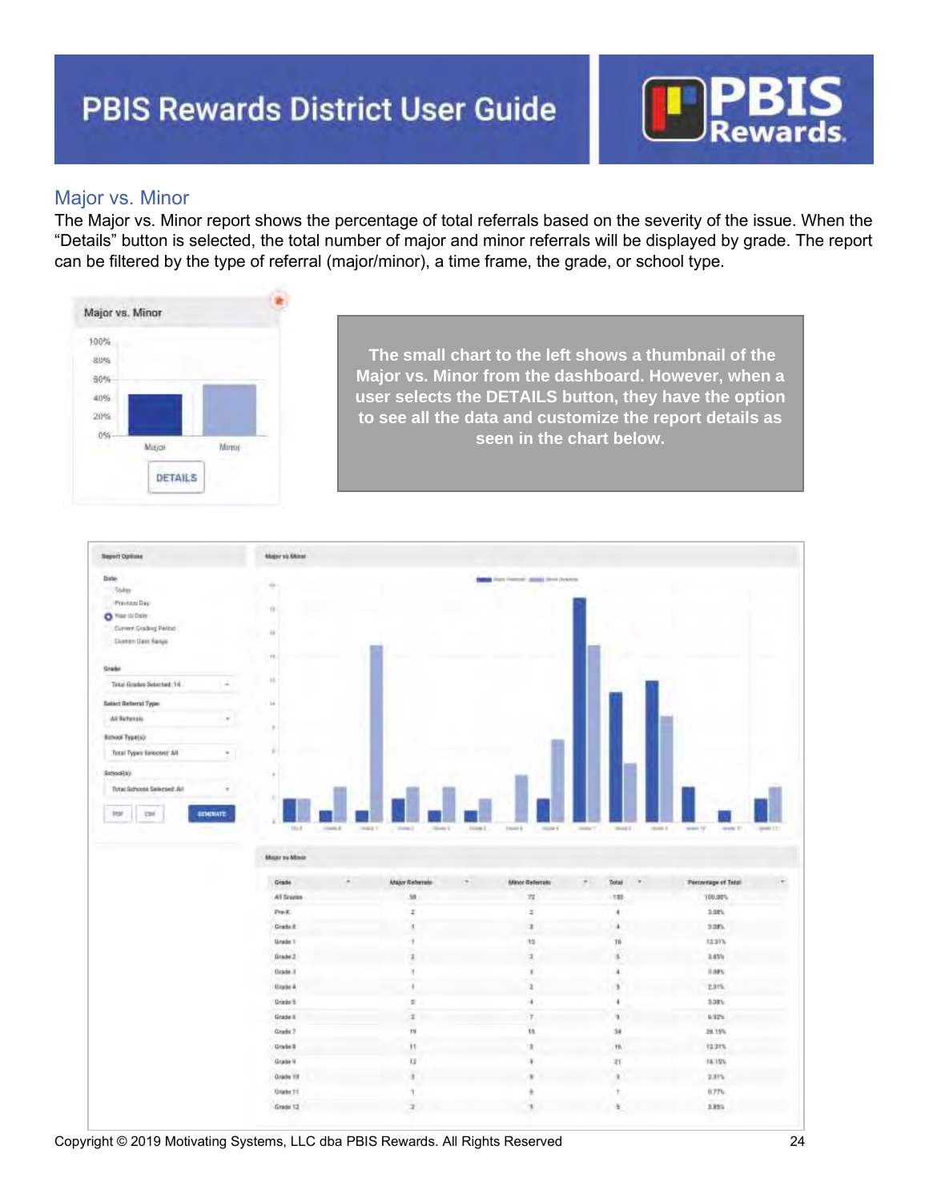## Major vs. Minor

The Major vs. Minor report shows the percentage of total referrals based on the severity of the issue. When the "Details" button is selected, the total number of major and minor referrals will be displayed by grade. The report can be filtered by the type of referral (major/minor), a time frame, the grade, or school type.

**The small chart to the left shows a thumbnail of the Major vs. Minor from the dashboard. However, when a user selects the DETAILS button, they have the option to see all the data and customize the report details as seen in the chart below.**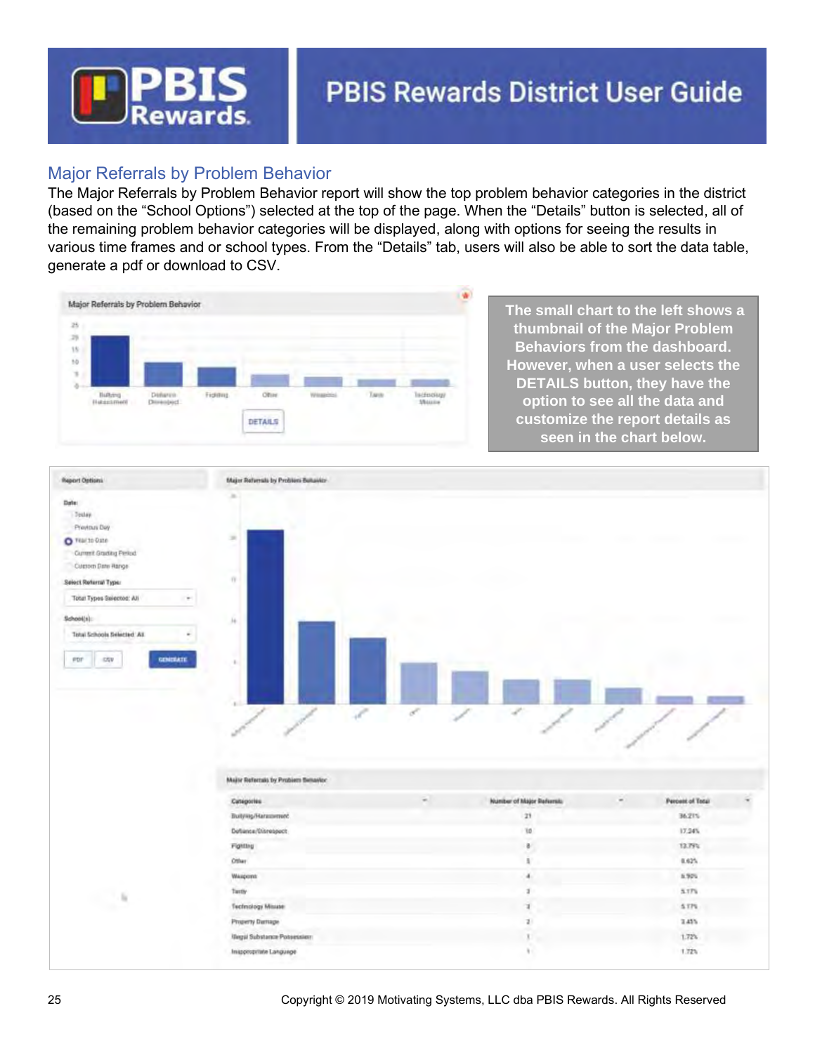## Major Referrals by Problem Behavior

The Major Referrals by Problem Behavior report will show the top problem behavior categories in the district (based on the "School Options") selected at the top of the page. When the "Details" button is selected, all of the remaining problem behavior categories will be displayed, along with options for seeing the results in various time frames and or school types. From the "Details" tab, users will also be able to sort the data table, generate a pdf or download to CSV.

**The small chart to the left shows a thumbnail of the Major Problem Behaviors from the dashboard. However, when a user selects the DETAILS button, they have the option to see all the data and customize the report details as seen in the chart below.**

Major Referrals by Problem Behavior

| Categories | Number of Major Referrals | Percent of Total |
|---|---|---|
| Bullying/Harassment | 21 | 36.21% |
| Defiance/Disrespect | 10 | 17.24% |
| Fighting | 8 | 13.79% |
| Other | 5 | 8.62% |
| Weapons | 4 | 6.90% |
| Tardy | 3 | 5.17% |
| Technology Misuse | 3 | 5.17% |
| Property Damage | 2 | 3.45% |
| Illegal Substance Possession | 1 | 1.72% |
| Inappropriate Language | 1 | 1.72% |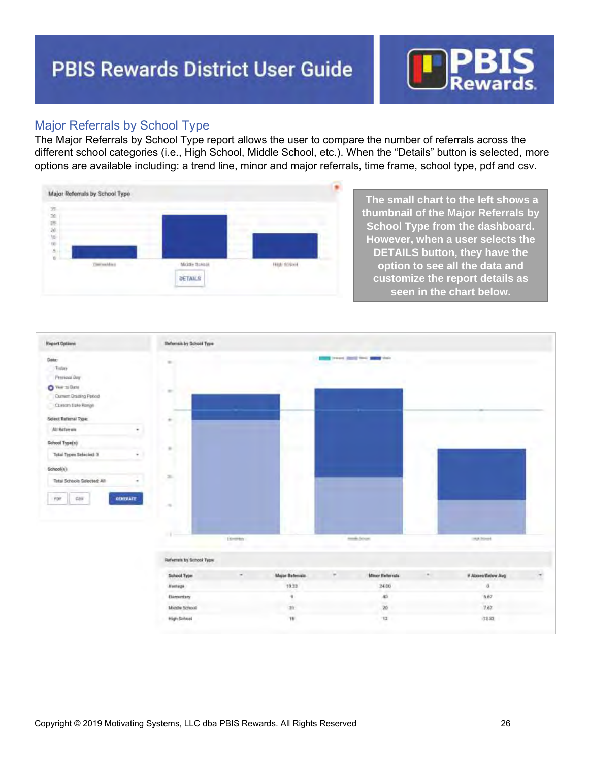## Major Referrals by School Type

The Major Referrals by School Type report allows the user to compare the number of referrals across the different school categories (i.e., High School, Middle School, etc.). When the "Details" button is selected, more options are available including: a trend line, minor and major referrals, time frame, school type, pdf and csv.

**The small chart to the left shows a thumbnail of the Major Referrals by School Type from the dashboard. However, when a user selects the DETAILS button, they have the option to see all the data and customize the report details as seen in the chart below.**

**Referrals by School Type**

| School Type | Major Referrals | Minor Referrals | # Above/Below Avg |
|---|---|---|---|
| Average | 19.33 | 24.00 | 0 |
| Elementary | 9 | 40 | 5.67 |
| Middle School | 31 | 20 | 7.67 |
| High School | 18 | 12 | -13.33 |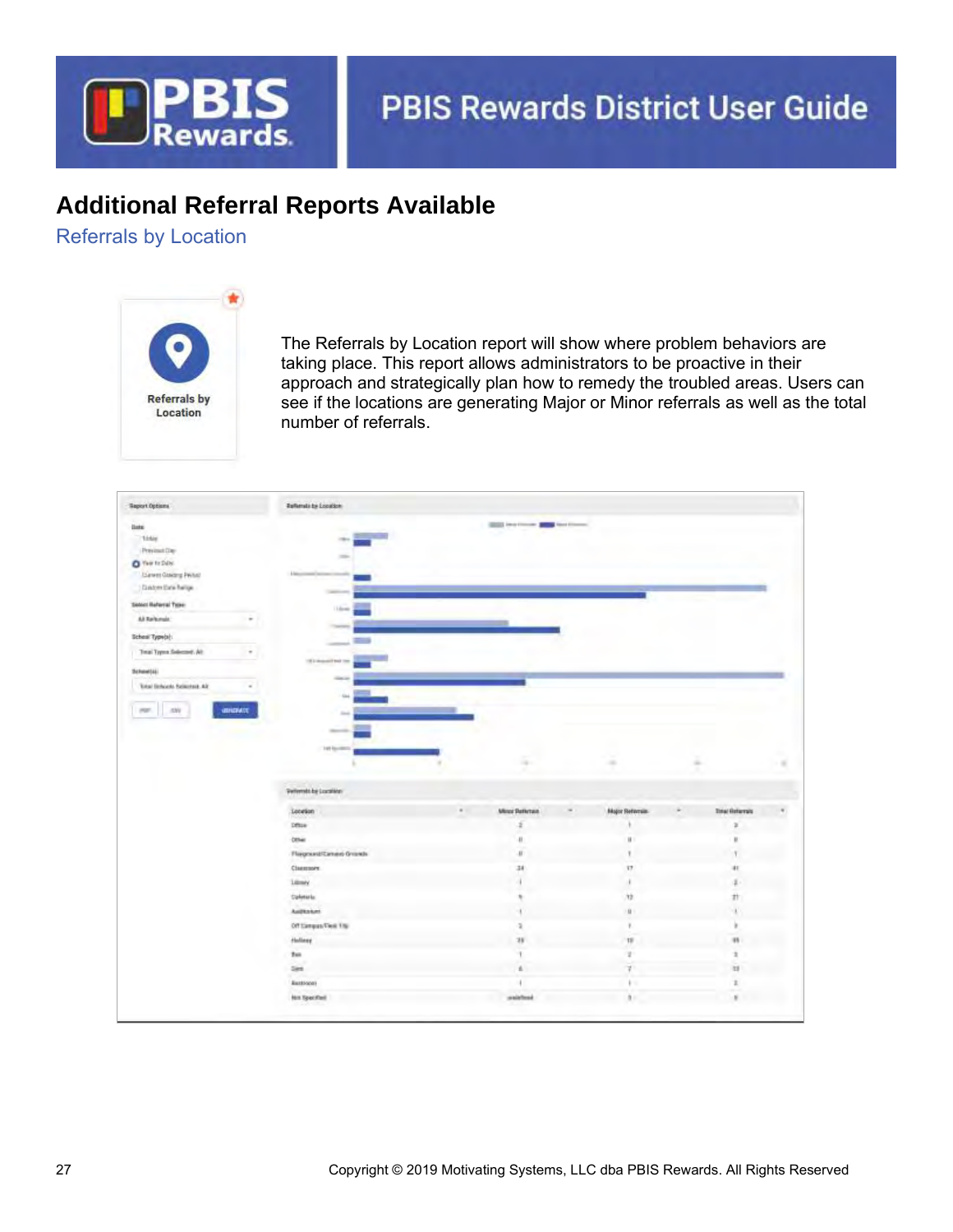## Additional Referral Reports Available

### Referrals by Location

Referrals by Location

The Referrals by Location report will show where problem behaviors are taking place. This report allows administrators to be proactive in their approach and strategically plan how to remedy the troubled areas. Users can see if the locations are generating Major or Minor referrals as well as the total number of referrals.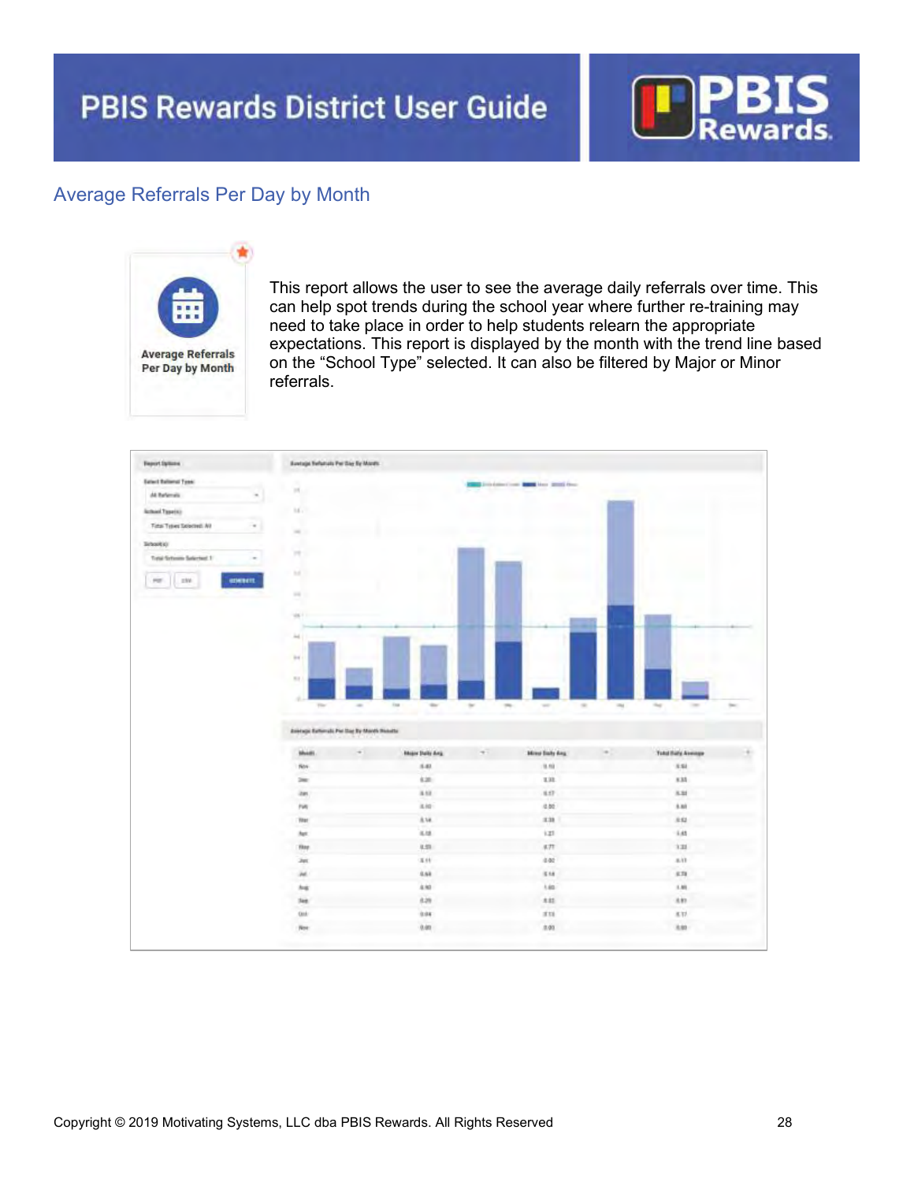## Average Referrals Per Day by Month

Average Referrals Per Day by Month

This report allows the user to see the average daily referrals over time. This can help spot trends during the school year where further re-training may need to take place in order to help students relearn the appropriate expectations. This report is displayed by the month with the trend line based on the “School Type” selected. It can also be filtered by Major or Minor referrals.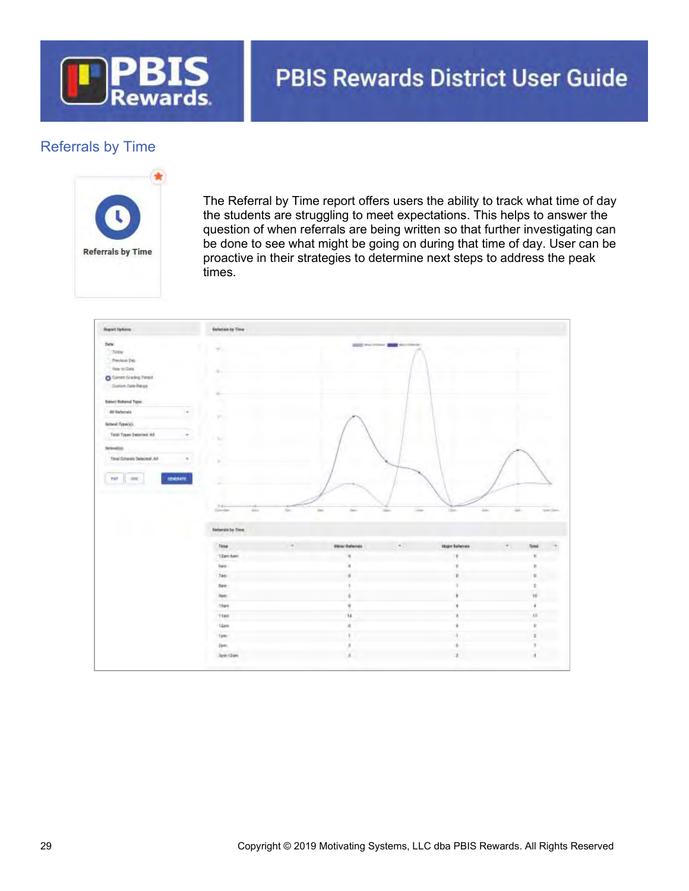## Referrals by Time

Referrals by Time

The Referral by Time report offers users the ability to track what time of day the students are struggling to meet expectations. This helps to answer the question of when referrals are being written so that further investigating can be done to see what might be going on during that time of day. User can be proactive in their strategies to determine next steps to address the peak times.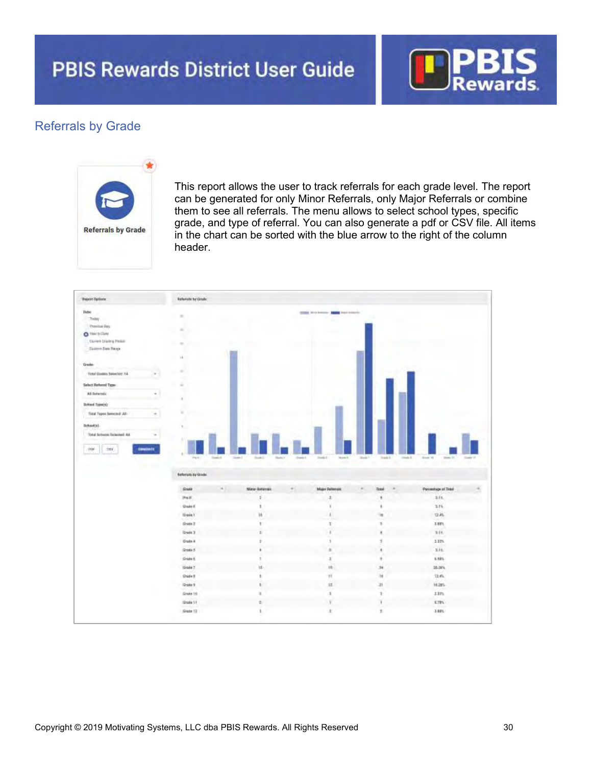## Referrals by Grade

Referrals by Grade

This report allows the user to track referrals for each grade level. The report can be generated for only Minor Referrals, only Major Referrals or combine them to see all referrals. The menu allows to select school types, specific grade, and type of referral. You can also generate a pdf or CSV file. All items in the chart can be sorted with the blue arrow to the right of the column header.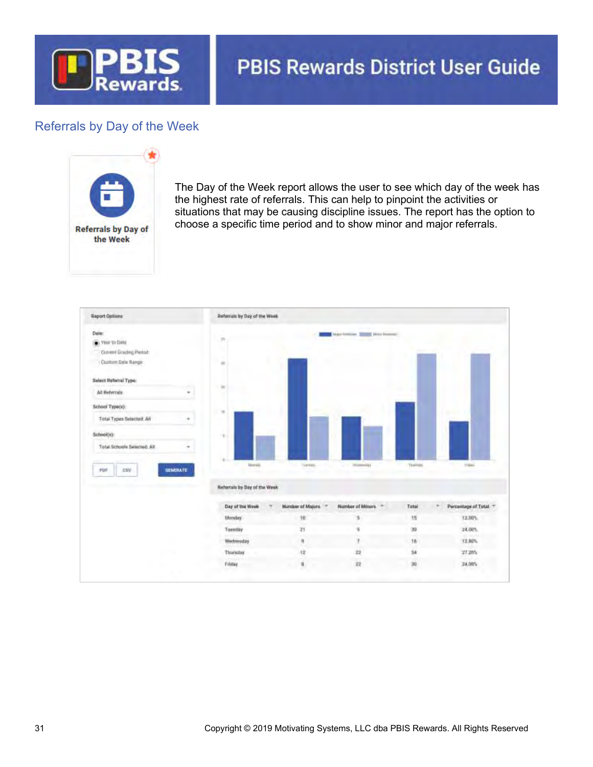## Referrals by Day of the Week

**Referrals by Day of the Week**

The Day of the Week report allows the user to see which day of the week has the highest rate of referrals. This can help to pinpoint the activities or situations that may be causing discipline issues. The report has the option to choose a specific time period and to show minor and major referrals.

**Report Options**

Date:
- Year to Date
- Current Grading Period
- Custom Date Range

Select Referral Type: All Referrals

School Type(s): Total Types Selected: All

School(s): Total Schools Selected: All

PDF | CSV | GENERATE

**Referrals by Day of the Week**

| Day of the Week | Number of Majors | Number of Minors | Total | Percentage of Total |
|---|---|---|---|---|
| Monday | 10 | 5 | 15 | 12.00% |
| Tuesday | 21 | 9 | 30 | 24.00% |
| Wednesday | 9 | 7 | 16 | 12.80% |
| Thursday | 12 | 22 | 34 | 27.20% |
| Friday | 8 | 22 | 30 | 24.00% |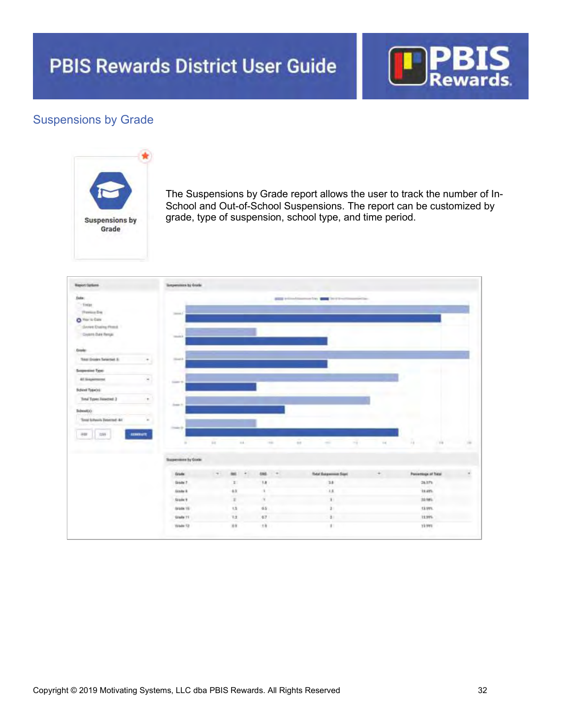## Suspensions by Grade

Suspensions by Grade

The Suspensions by Grade report allows the user to track the number of In-School and Out-of-School Suspensions. The report can be customized by grade, type of suspension, school type, and time period.

| Grade | ISS | OSS | Total Suspension Days | Percentage of Total |
|---|---|---|---|---|
| Grade 7 | 2 | 1.8 | 3.8 | 26.37% |
| Grade 8 | 0.5 | 1 | 1.5 | 10.45% |
| Grade 9 | 2 | 1 | 3 | 20.98% |
| Grade 10 | 1.5 | 0.5 | 2 | 13.99% |
| Grade 11 | 1.3 | 0.7 | 2 | 13.99% |
| Grade 12 | 0.5 | 1.5 | 2 | 13.99% |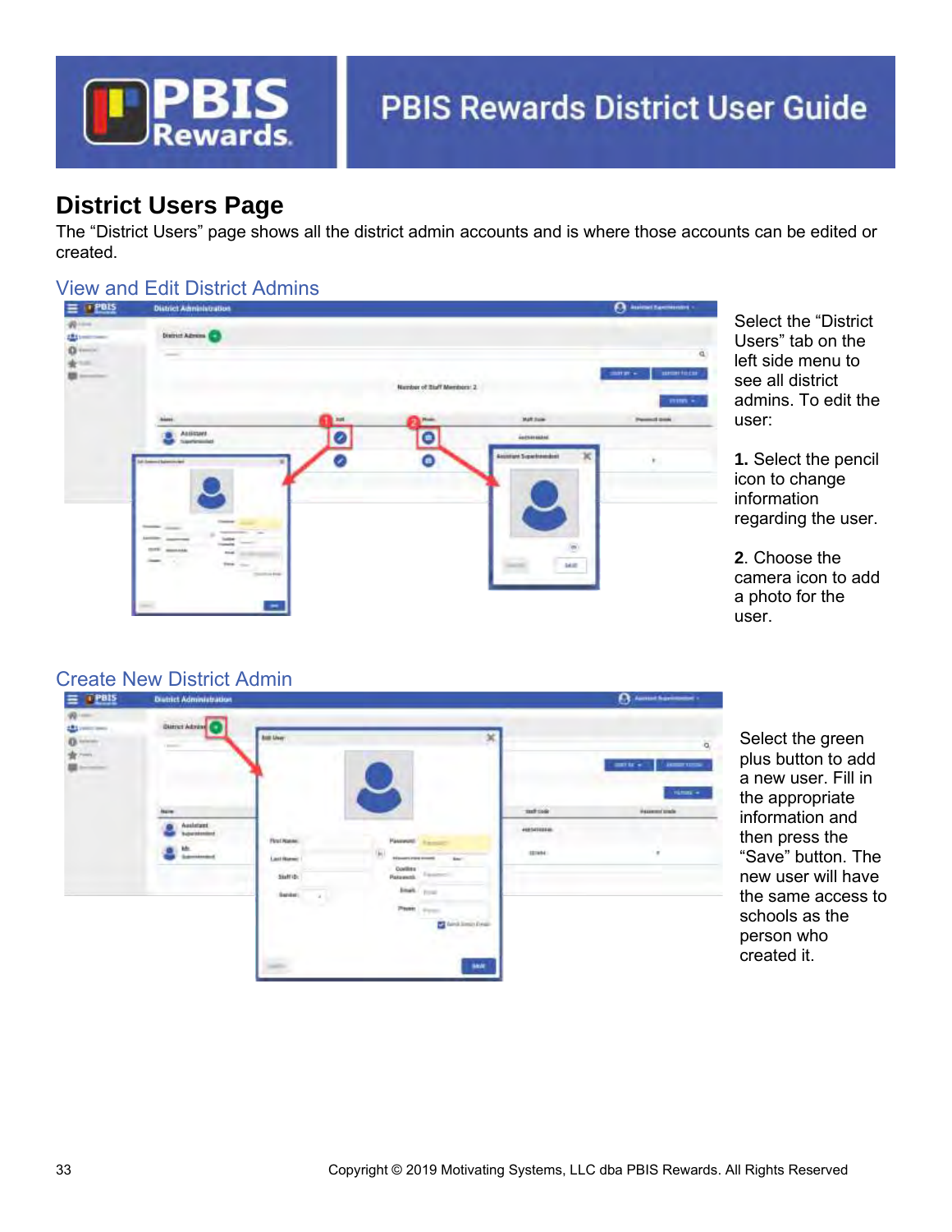## District Users Page

The "District Users" page shows all the district admin accounts and is where those accounts can be edited or created.

### View and Edit District Admins

Select the "District Users" tab on the left side menu to see all district admins. To edit the user:

**1.** Select the pencil icon to change information regarding the user.

**2**. Choose the camera icon to add a photo for the user.

### Create New District Admin

Select the green plus button to add a new user. Fill in the appropriate information and then press the "Save" button. The new user will have the same access to schools as the person who created it.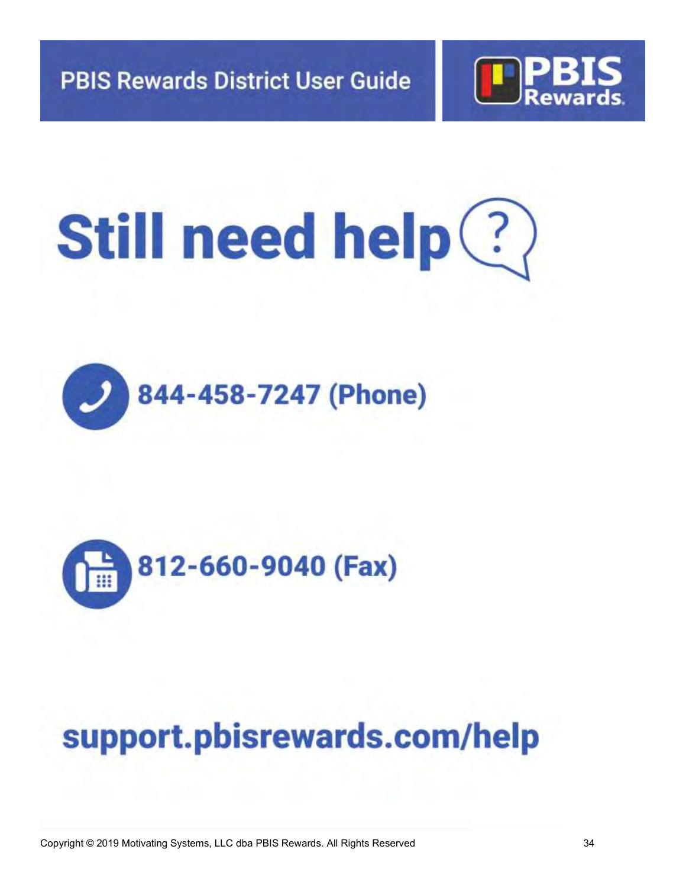# Still need help?

**844-458-7247 (Phone)**

**812-660-9040 (Fax)**

**support.pbisrewards.com/help**

Copyright © 2019 Motivating Systems, LLC dba PBIS Rewards. All Rights Reserved